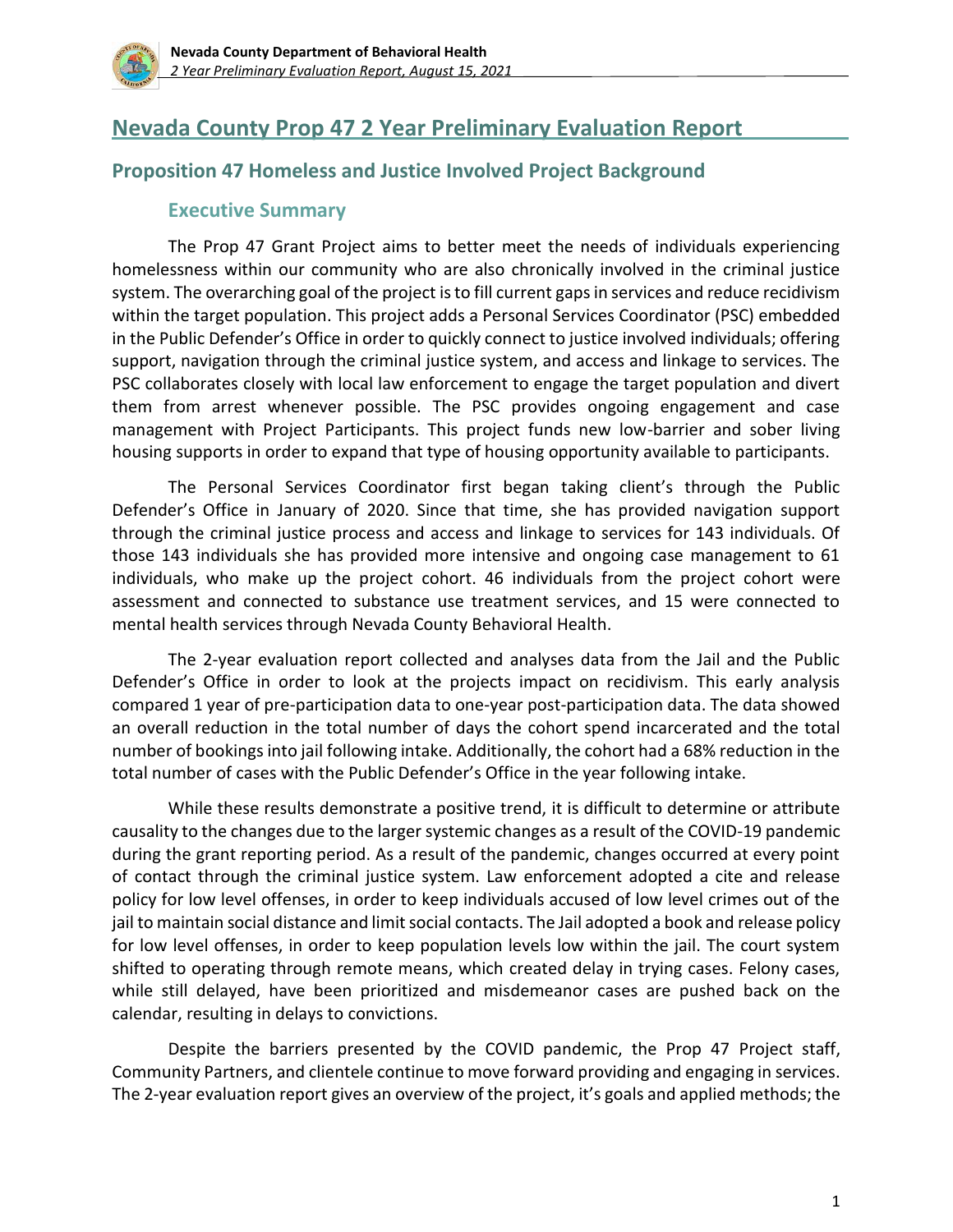# Nevada County Prop 47 2 Year Preliminary Evaluation Report

## Proposition 47 Homeless and Justice Involved Project Background

### Executive Summary

The Prop 47 Grant Project aims to better meet the needs of individuals experiencing homelessness within our community who are also chronically involved in the criminal justice system. The overarching goal of the project is to fill current gaps in services and reduce recidivism within the target population. This project adds a Personal Services Coordinator (PSC) embedded in the Public Defender's Office in order to quickly connect to justice involved individuals; offering support, navigation through the criminal justice system, and access and linkage to services. The PSC collaborates closely with local law enforcement to engage the target population and divert them from arrest whenever possible. The PSC provides ongoing engagement and case management with Project Participants. This project funds new low-barrier and sober living housing supports in order to expand that type of housing opportunity available to participants.

The Personal Services Coordinator first began taking client's through the Public Defender's Office in January of 2020. Since that time, she has provided navigation support through the criminal justice process and access and linkage to services for 143 individuals. Of those 143 individuals she has provided more intensive and ongoing case management to 61 individuals, who make up the project cohort. 46 individuals from the project cohort were assessment and connected to substance use treatment services, and 15 were connected to mental health services through Nevada County Behavioral Health.

The 2-year evaluation report collected and analyses data from the Jail and the Public Defender's Office in order to look at the projects impact on recidivism. This early analysis compared 1 year of pre-participation data to one-year post-participation data. The data showed an overall reduction in the total number of days the cohort spend incarcerated and the total number of bookings into jail following intake. Additionally, the cohort had a 68% reduction in the total number of cases with the Public Defender's Office in the year following intake.

While these results demonstrate a positive trend, it is difficult to determine or attribute causality to the changes due to the larger systemic changes as a result of the COVID-19 pandemic during the grant reporting period. As a result of the pandemic, changes occurred at every point of contact through the criminal justice system. Law enforcement adopted a cite and release policy for low level offenses, in order to keep individuals accused of low level crimes out of the jail to maintain social distance and limit social contacts. The Jail adopted a book and release policy for low level offenses, in order to keep population levels low within the jail. The court system shifted to operating through remote means, which created delay in trying cases. Felony cases, while still delayed, have been prioritized and misdemeanor cases are pushed back on the calendar, resulting in delays to convictions.

Despite the barriers presented by the COVID pandemic, the Prop 47 Project staff, Community Partners, and clientele continue to move forward providing and engaging in services. The 2-year evaluation report gives an overview of the project, it's goals and applied methods; the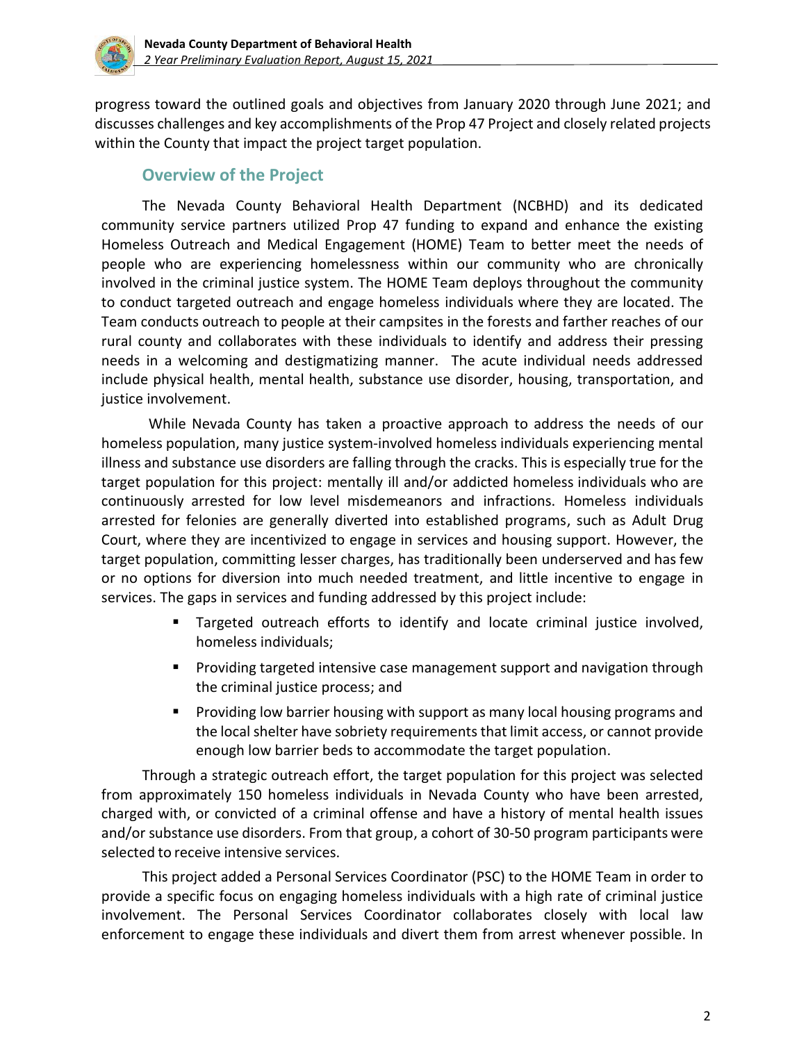progress toward the outlined goals and objectives from January 2020 through June 2021; and discusses challenges and key accomplishments of the Prop 47 Project and closely related projects within the County that impact the project target population.

## Overview of the Project

The Nevada County Behavioral Health Department (NCBHD) and its dedicated community service partners utilized Prop 47 funding to expand and enhance the existing Homeless Outreach and Medical Engagement (HOME) Team to better meet the needs of people who are experiencing homelessness within our community who are chronically involved in the criminal justice system. The HOME Team deploys throughout the community to conduct targeted outreach and engage homeless individuals where they are located. The Team conducts outreach to people at their campsites in the forests and farther reaches of our rural county and collaborates with these individuals to identify and address their pressing needs in a welcoming and destigmatizing manner. The acute individual needs addressed include physical health, mental health, substance use disorder, housing, transportation, and justice involvement.

While Nevada County has taken a proactive approach to address the needs of our homeless population, many justice system-involved homeless individuals experiencing mental illness and substance use disorders are falling through the cracks. This is especially true for the target population for this project: mentally ill and/or addicted homeless individuals who are continuously arrested for low level misdemeanors and infractions. Homeless individuals arrested for felonies are generally diverted into established programs, such as Adult Drug Court, where they are incentivized to engage in services and housing support. However, the target population, committing lesser charges, has traditionally been underserved and has few or no options for diversion into much needed treatment, and little incentive to engage in services. The gaps in services and funding addressed by this project include:

- Targeted outreach efforts to identify and locate criminal justice involved, homeless individuals;
- Providing targeted intensive case management support and navigation through the criminal justice process; and
- Providing low barrier housing with support as many local housing programs and the local shelter have sobriety requirements that limit access, or cannot provide enough low barrier beds to accommodate the target population.

Through a strategic outreach effort, the target population for this project was selected from approximately 150 homeless individuals in Nevada County who have been arrested, charged with, or convicted of a criminal offense and have a history of mental health issues and/or substance use disorders. From that group, a cohort of 30-50 program participants were selected to receive intensive services.

This project added a Personal Services Coordinator (PSC) to the HOME Team in order to provide a specific focus on engaging homeless individuals with a high rate of criminal justice involvement. The Personal Services Coordinator collaborates closely with local law enforcement to engage these individuals and divert them from arrest whenever possible. In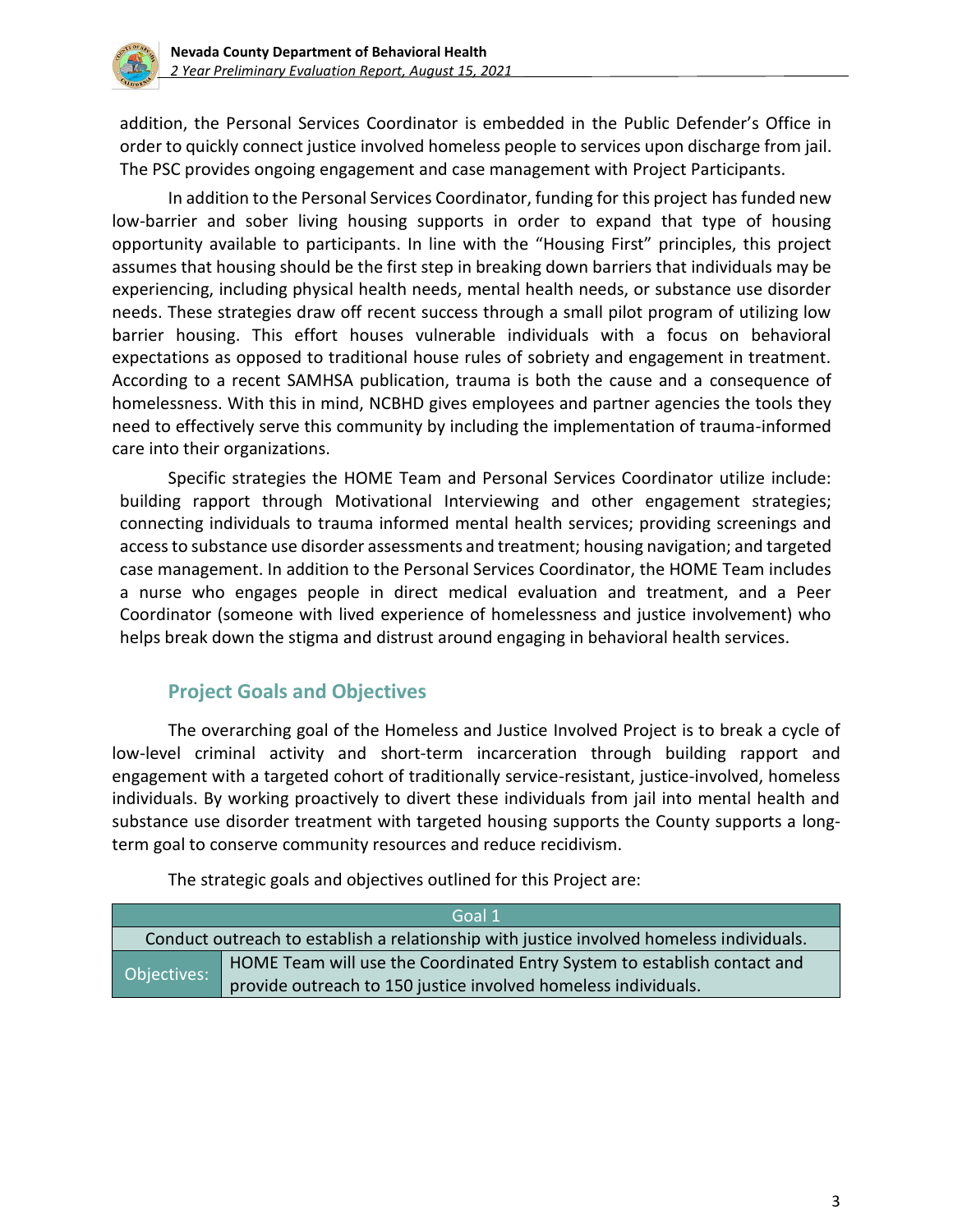addition, the Personal Services Coordinator is embedded in the Public Defender's Office in order to quickly connect justice involved homeless people to services upon discharge from jail. The PSC provides ongoing engagement and case management with Project Participants.

In addition to the Personal Services Coordinator, funding for this project has funded new low-barrier and sober living housing supports in order to expand that type of housing opportunity available to participants. In line with the "Housing First" principles, this project assumes that housing should be the first step in breaking down barriers that individuals may be experiencing, including physical health needs, mental health needs, or substance use disorder needs. These strategies draw off recent success through a small pilot program of utilizing low barrier housing. This effort houses vulnerable individuals with a focus on behavioral expectations as opposed to traditional house rules of sobriety and engagement in treatment. According to a recent SAMHSA publication, trauma is both the cause and a consequence of homelessness. With this in mind, NCBHD gives employees and partner agencies the tools they need to effectively serve this community by including the implementation of trauma-informed care into their organizations.

Specific strategies the HOME Team and Personal Services Coordinator utilize include: building rapport through Motivational Interviewing and other engagement strategies; connecting individuals to trauma informed mental health services; providing screenings and access to substance use disorder assessments and treatment; housing navigation; and targeted case management. In addition to the Personal Services Coordinator, the HOME Team includes a nurse who engages people in direct medical evaluation and treatment, and a Peer Coordinator (someone with lived experience of homelessness and justice involvement) who helps break down the stigma and distrust around engaging in behavioral health services.

## Project Goals and Objectives

The overarching goal of the Homeless and Justice Involved Project is to break a cycle of low-level criminal activity and short-term incarceration through building rapport and engagement with a targeted cohort of traditionally service-resistant, justice-involved, homeless individuals. By working proactively to divert these individuals from jail into mental health and substance use disorder treatment with targeted housing supports the County supports a long-term goal to conserve community resources and reduce recidivism.

The strategic goals and objectives outlined for this Project are:

| Goal 1 | |
|---|---|
| Conduct outreach to establish a relationship with justice involved homeless individuals. | |
| Objectives: | HOME Team will use the Coordinated Entry System to establish contact and provide outreach to 150 justice involved homeless individuals. |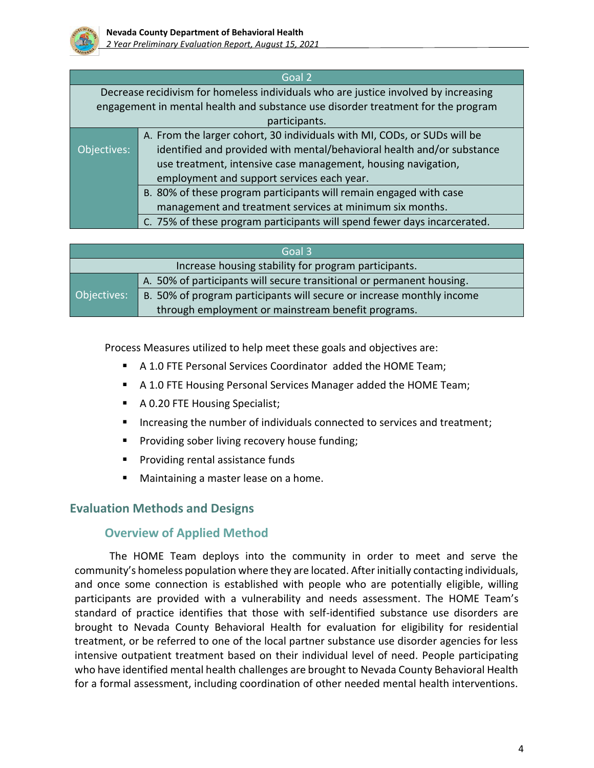| Goal 2 | |
|---|---|
| Decrease recidivism for homeless individuals who are justice involved by increasing engagement in mental health and substance use disorder treatment for the program participants. | |
| Objectives: | A. From the larger cohort, 30 individuals with MI, CODs, or SUDs will be identified and provided with mental/behavioral health and/or substance use treatment, intensive case management, housing navigation, employment and support services each year. |
| | B. 80% of these program participants will remain engaged with case management and treatment services at minimum six months. |
| | C. 75% of these program participants will spend fewer days incarcerated. |

| Goal 3 | |
|---|---|
| Increase housing stability for program participants. | |
| Objectives: | A. 50% of participants will secure transitional or permanent housing. |
| | B. 50% of program participants will secure or increase monthly income through employment or mainstream benefit programs. |

Process Measures utilized to help meet these goals and objectives are:

- A 1.0 FTE Personal Services Coordinator added the HOME Team;
- A 1.0 FTE Housing Personal Services Manager added the HOME Team;
- A 0.20 FTE Housing Specialist;
- Increasing the number of individuals connected to services and treatment;
- Providing sober living recovery house funding;
- Providing rental assistance funds
- Maintaining a master lease on a home.

## Evaluation Methods and Designs

### Overview of Applied Method

The HOME Team deploys into the community in order to meet and serve the community's homeless population where they are located. After initially contacting individuals, and once some connection is established with people who are potentially eligible, willing participants are provided with a vulnerability and needs assessment. The HOME Team's standard of practice identifies that those with self-identified substance use disorders are brought to Nevada County Behavioral Health for evaluation for eligibility for residential treatment, or be referred to one of the local partner substance use disorder agencies for less intensive outpatient treatment based on their individual level of need. People participating who have identified mental health challenges are brought to Nevada County Behavioral Health for a formal assessment, including coordination of other needed mental health interventions.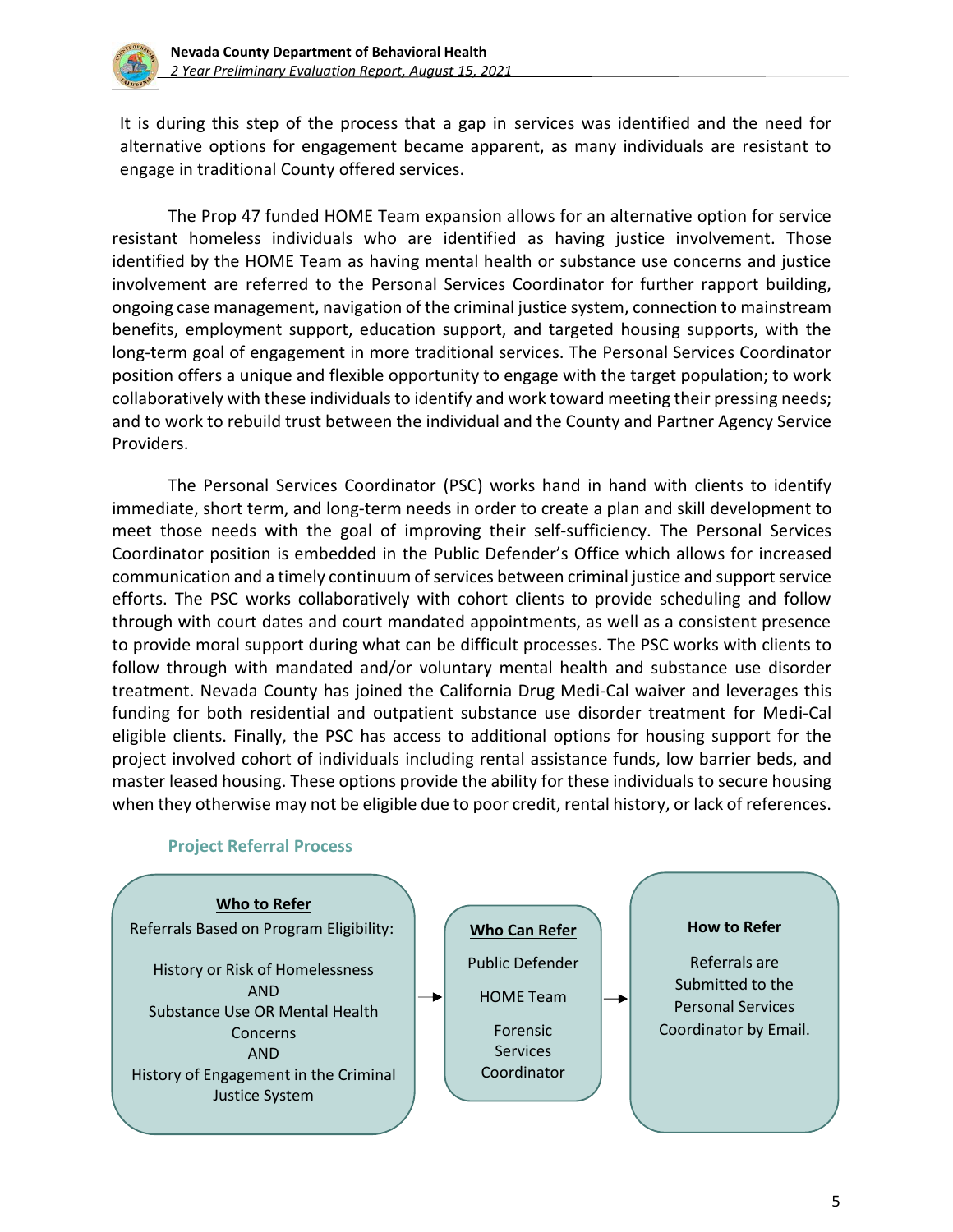It is during this step of the process that a gap in services was identified and the need for alternative options for engagement became apparent, as many individuals are resistant to engage in traditional County offered services.

The Prop 47 funded HOME Team expansion allows for an alternative option for service resistant homeless individuals who are identified as having justice involvement. Those identified by the HOME Team as having mental health or substance use concerns and justice involvement are referred to the Personal Services Coordinator for further rapport building, ongoing case management, navigation of the criminal justice system, connection to mainstream benefits, employment support, education support, and targeted housing supports, with the long-term goal of engagement in more traditional services. The Personal Services Coordinator position offers a unique and flexible opportunity to engage with the target population; to work collaboratively with these individuals to identify and work toward meeting their pressing needs; and to work to rebuild trust between the individual and the County and Partner Agency Service Providers.

The Personal Services Coordinator (PSC) works hand in hand with clients to identify immediate, short term, and long-term needs in order to create a plan and skill development to meet those needs with the goal of improving their self-sufficiency. The Personal Services Coordinator position is embedded in the Public Defender's Office which allows for increased communication and a timely continuum of services between criminal justice and support service efforts. The PSC works collaboratively with cohort clients to provide scheduling and follow through with court dates and court mandated appointments, as well as a consistent presence to provide moral support during what can be difficult processes. The PSC works with clients to follow through with mandated and/or voluntary mental health and substance use disorder treatment. Nevada County has joined the California Drug Medi-Cal waiver and leverages this funding for both residential and outpatient substance use disorder treatment for Medi-Cal eligible clients. Finally, the PSC has access to additional options for housing support for the project involved cohort of individuals including rental assistance funds, low barrier beds, and master leased housing. These options provide the ability for these individuals to secure housing when they otherwise may not be eligible due to poor credit, rental history, or lack of references.

### Project Referral Process

**Who to Refer**

Referrals Based on Program Eligibility:

History or Risk of Homelessness
AND
Substance Use OR Mental Health Concerns
AND
History of Engagement in the Criminal Justice System

→

**Who Can Refer**

Public Defender

HOME Team

Forensic Services Coordinator

→

**How to Refer**

Referrals are Submitted to the Personal Services Coordinator by Email.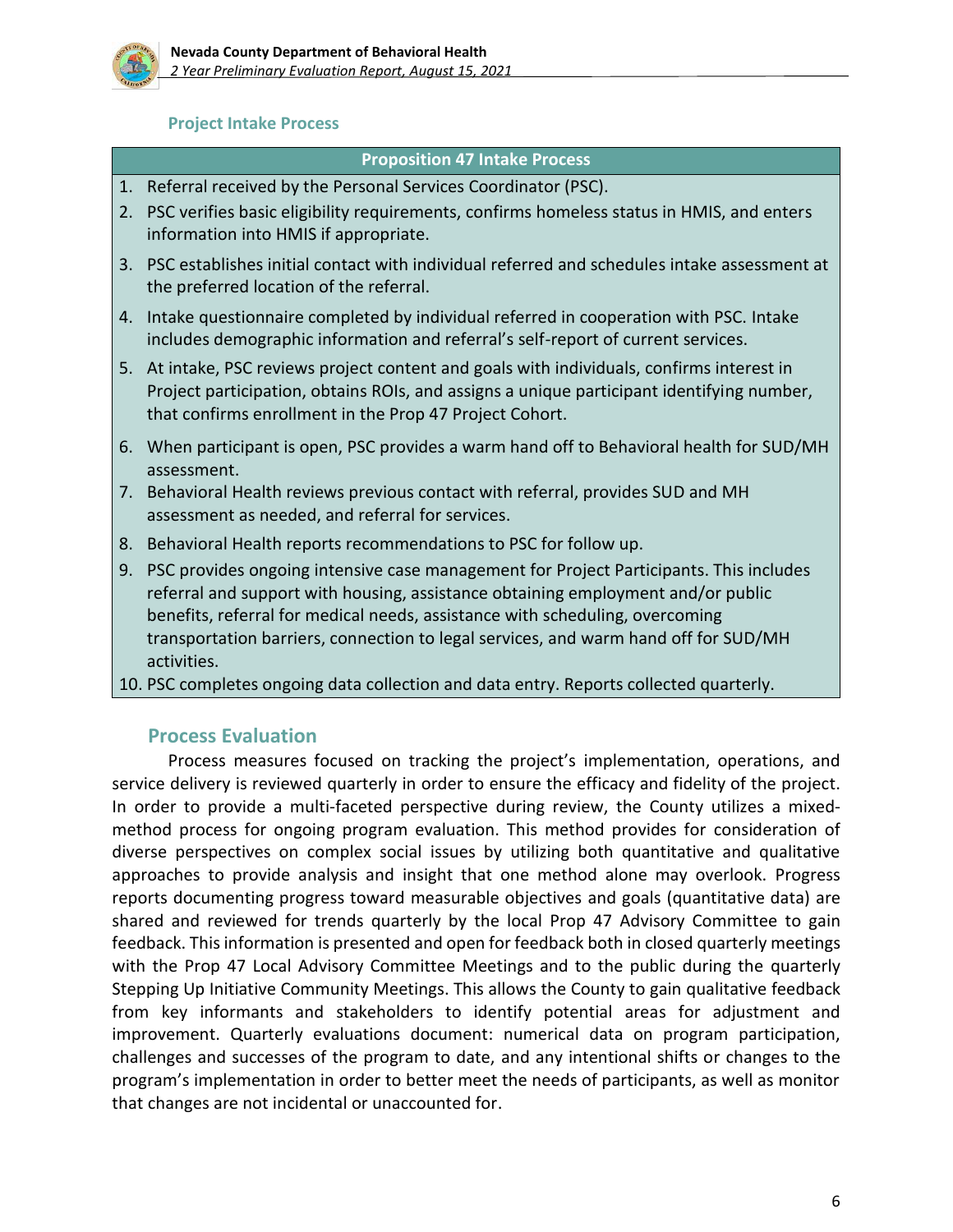### Project Intake Process

| Proposition 47 Intake Process |
|---|
| 1. Referral received by the Personal Services Coordinator (PSC). |
| 2. PSC verifies basic eligibility requirements, confirms homeless status in HMIS, and enters information into HMIS if appropriate. |
| 3. PSC establishes initial contact with individual referred and schedules intake assessment at the preferred location of the referral. |
| 4. Intake questionnaire completed by individual referred in cooperation with PSC. Intake includes demographic information and referral's self-report of current services. |
| 5. At intake, PSC reviews project content and goals with individuals, confirms interest in Project participation, obtains ROIs, and assigns a unique participant identifying number, that confirms enrollment in the Prop 47 Project Cohort. |
| 6. When participant is open, PSC provides a warm hand off to Behavioral health for SUD/MH assessment. |
| 7. Behavioral Health reviews previous contact with referral, provides SUD and MH assessment as needed, and referral for services. |
| 8. Behavioral Health reports recommendations to PSC for follow up. |
| 9. PSC provides ongoing intensive case management for Project Participants. This includes referral and support with housing, assistance obtaining employment and/or public benefits, referral for medical needs, assistance with scheduling, overcoming transportation barriers, connection to legal services, and warm hand off for SUD/MH activities. |
| 10. PSC completes ongoing data collection and data entry. Reports collected quarterly. |

## Process Evaluation

Process measures focused on tracking the project's implementation, operations, and service delivery is reviewed quarterly in order to ensure the efficacy and fidelity of the project. In order to provide a multi-faceted perspective during review, the County utilizes a mixed-method process for ongoing program evaluation. This method provides for consideration of diverse perspectives on complex social issues by utilizing both quantitative and qualitative approaches to provide analysis and insight that one method alone may overlook. Progress reports documenting progress toward measurable objectives and goals (quantitative data) are shared and reviewed for trends quarterly by the local Prop 47 Advisory Committee to gain feedback. This information is presented and open for feedback both in closed quarterly meetings with the Prop 47 Local Advisory Committee Meetings and to the public during the quarterly Stepping Up Initiative Community Meetings. This allows the County to gain qualitative feedback from key informants and stakeholders to identify potential areas for adjustment and improvement. Quarterly evaluations document: numerical data on program participation, challenges and successes of the program to date, and any intentional shifts or changes to the program's implementation in order to better meet the needs of participants, as well as monitor that changes are not incidental or unaccounted for.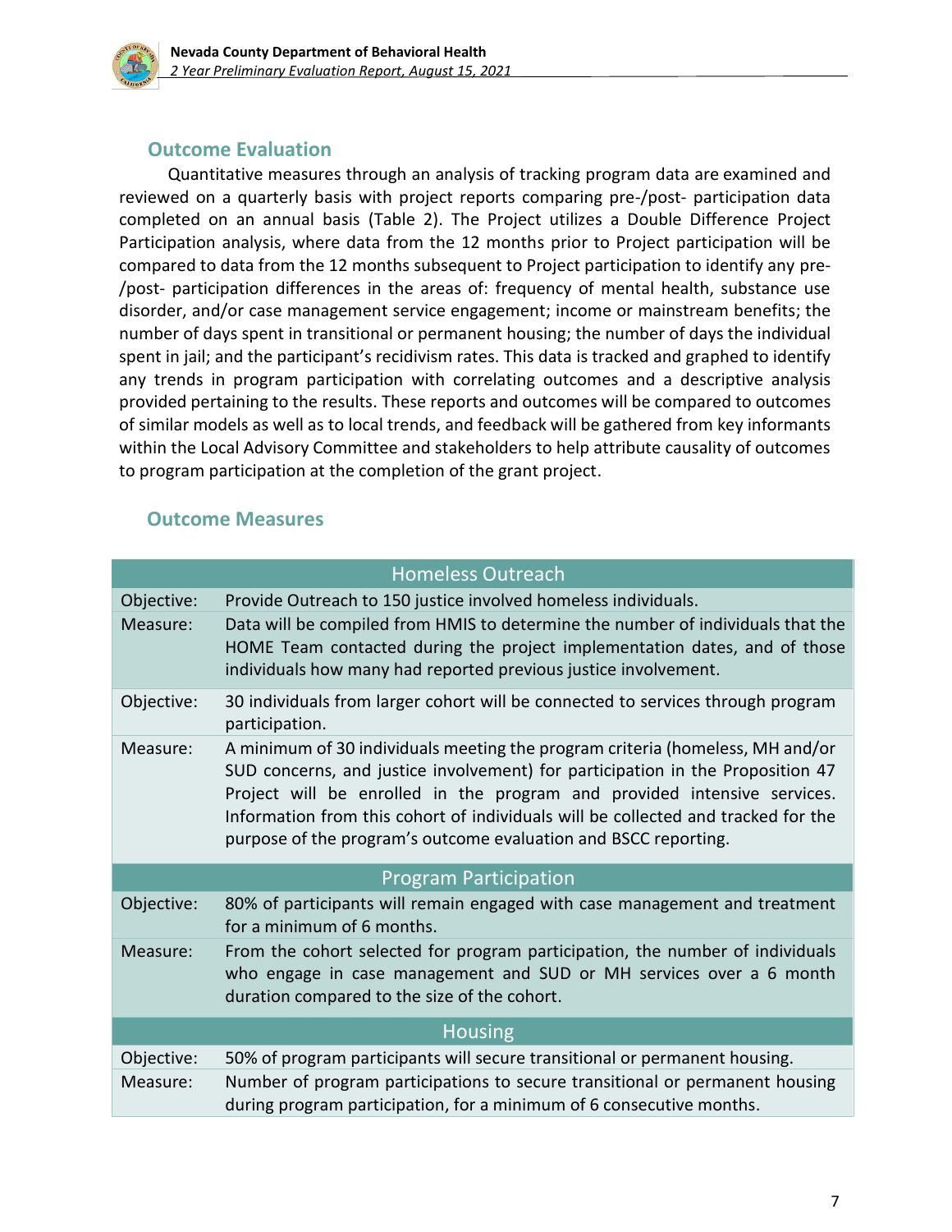## Outcome Evaluation

Quantitative measures through an analysis of tracking program data are examined and reviewed on a quarterly basis with project reports comparing pre-/post- participation data completed on an annual basis (Table 2). The Project utilizes a Double Difference Project Participation analysis, where data from the 12 months prior to Project participation will be compared to data from the 12 months subsequent to Project participation to identify any pre-/post- participation differences in the areas of: frequency of mental health, substance use disorder, and/or case management service engagement; income or mainstream benefits; the number of days spent in transitional or permanent housing; the number of days the individual spent in jail; and the participant's recidivism rates. This data is tracked and graphed to identify any trends in program participation with correlating outcomes and a descriptive analysis provided pertaining to the results. These reports and outcomes will be compared to outcomes of similar models as well as to local trends, and feedback will be gathered from key informants within the Local Advisory Committee and stakeholders to help attribute causality of outcomes to program participation at the completion of the grant project.

## Outcome Measures

| Homeless Outreach | |
|---|---|
| Objective: | Provide Outreach to 150 justice involved homeless individuals. |
| Measure: | Data will be compiled from HMIS to determine the number of individuals that the HOME Team contacted during the project implementation dates, and of those individuals how many had reported previous justice involvement. |
| Objective: | 30 individuals from larger cohort will be connected to services through program participation. |
| Measure: | A minimum of 30 individuals meeting the program criteria (homeless, MH and/or SUD concerns, and justice involvement) for participation in the Proposition 47 Project will be enrolled in the program and provided intensive services. Information from this cohort of individuals will be collected and tracked for the purpose of the program's outcome evaluation and BSCC reporting. |
| **Program Participation** | |
| Objective: | 80% of participants will remain engaged with case management and treatment for a minimum of 6 months. |
| Measure: | From the cohort selected for program participation, the number of individuals who engage in case management and SUD or MH services over a 6 month duration compared to the size of the cohort. |
| **Housing** | |
| Objective: | 50% of program participants will secure transitional or permanent housing. |
| Measure: | Number of program participations to secure transitional or permanent housing during program participation, for a minimum of 6 consecutive months. |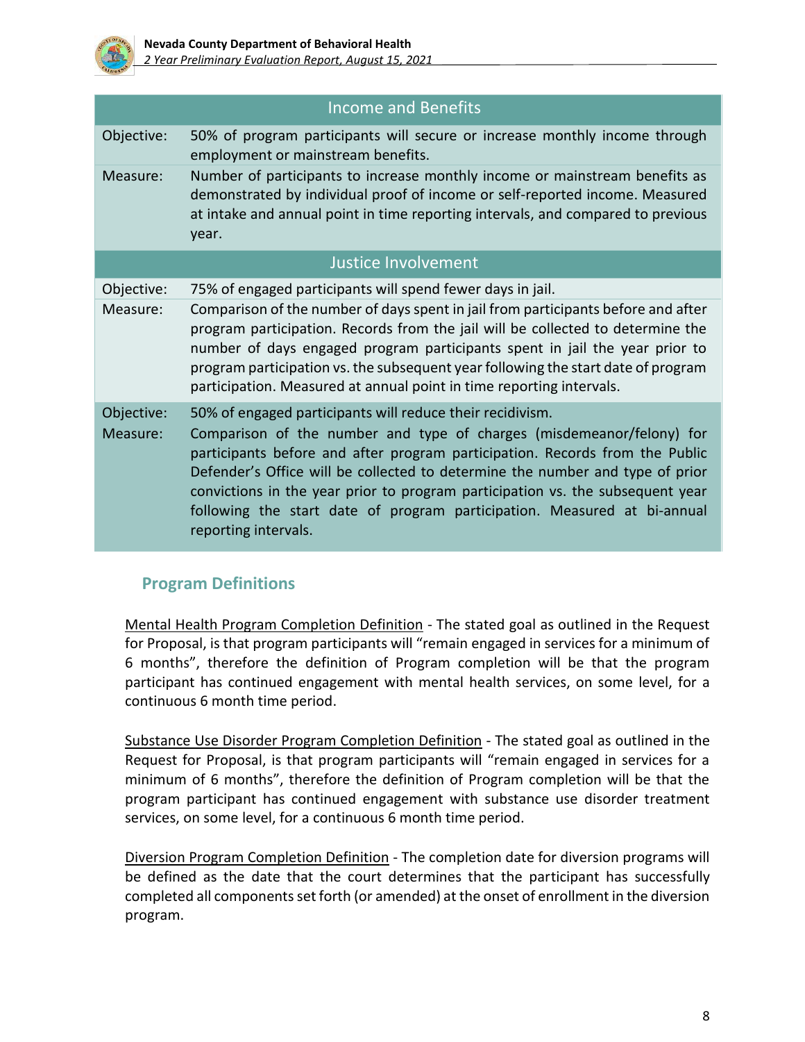| Income and Benefits | |
|---|---|
| Objective: | 50% of program participants will secure or increase monthly income through employment or mainstream benefits. |
| Measure: | Number of participants to increase monthly income or mainstream benefits as demonstrated by individual proof of income or self-reported income. Measured at intake and annual point in time reporting intervals, and compared to previous year. |
| **Justice Involvement** | |
| Objective: | 75% of engaged participants will spend fewer days in jail. |
| Measure: | Comparison of the number of days spent in jail from participants before and after program participation. Records from the jail will be collected to determine the number of days engaged program participants spent in jail the year prior to program participation vs. the subsequent year following the start date of program participation. Measured at annual point in time reporting intervals. |
| Objective: | 50% of engaged participants will reduce their recidivism. |
| Measure: | Comparison of the number and type of charges (misdemeanor/felony) for participants before and after program participation. Records from the Public Defender's Office will be collected to determine the number and type of prior convictions in the year prior to program participation vs. the subsequent year following the start date of program participation. Measured at bi-annual reporting intervals. |

## Program Definitions

Mental Health Program Completion Definition - The stated goal as outlined in the Request for Proposal, is that program participants will "remain engaged in services for a minimum of 6 months", therefore the definition of Program completion will be that the program participant has continued engagement with mental health services, on some level, for a continuous 6 month time period.

Substance Use Disorder Program Completion Definition - The stated goal as outlined in the Request for Proposal, is that program participants will "remain engaged in services for a minimum of 6 months", therefore the definition of Program completion will be that the program participant has continued engagement with substance use disorder treatment services, on some level, for a continuous 6 month time period.

Diversion Program Completion Definition - The completion date for diversion programs will be defined as the date that the court determines that the participant has successfully completed all components set forth (or amended) at the onset of enrollment in the diversion program.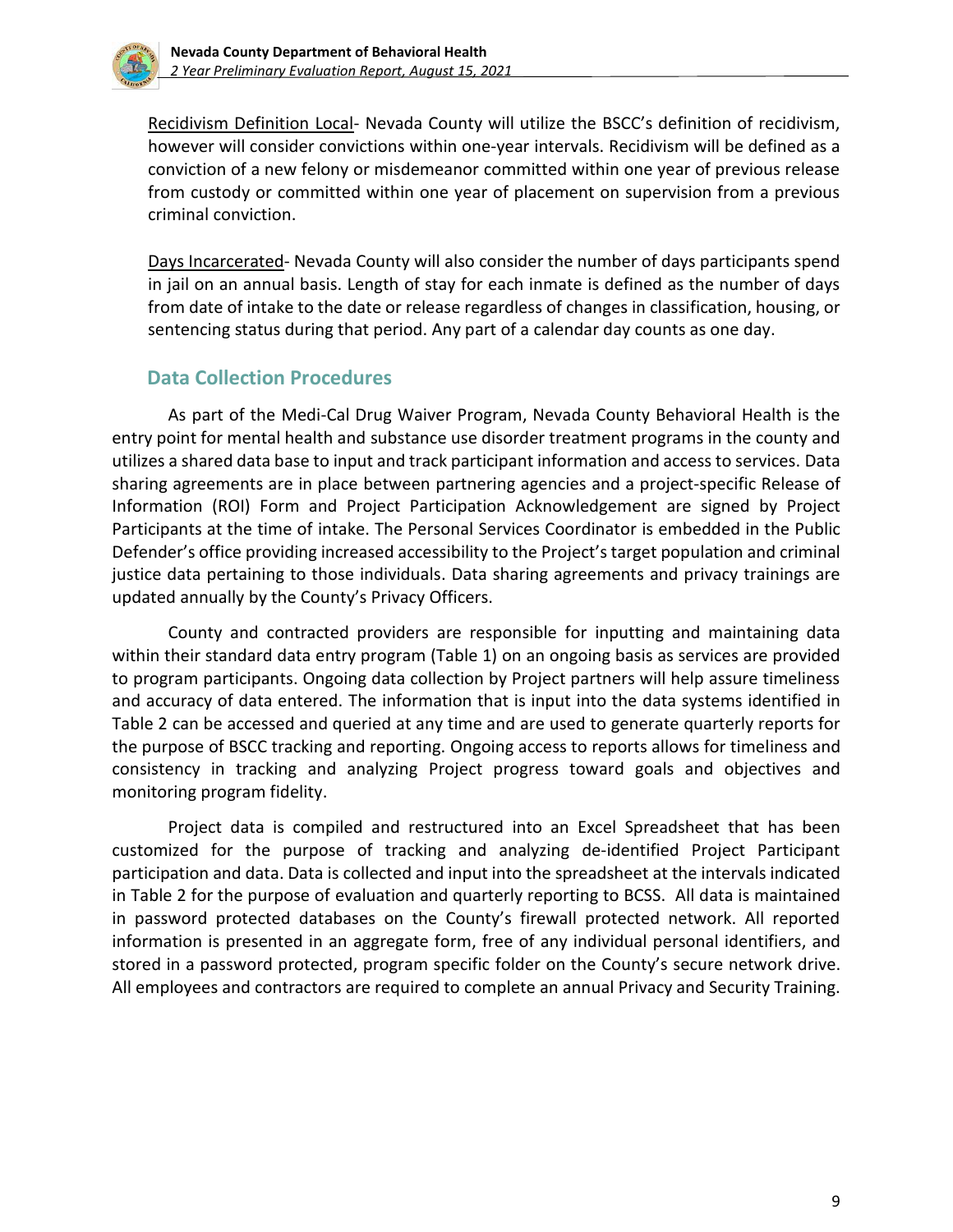<u>Recidivism Definition Local</u>- Nevada County will utilize the BSCC's definition of recidivism, however will consider convictions within one-year intervals. Recidivism will be defined as a conviction of a new felony or misdemeanor committed within one year of previous release from custody or committed within one year of placement on supervision from a previous criminal conviction.

<u>Days Incarcerated</u>- Nevada County will also consider the number of days participants spend in jail on an annual basis. Length of stay for each inmate is defined as the number of days from date of intake to the date or release regardless of changes in classification, housing, or sentencing status during that period. Any part of a calendar day counts as one day.

## Data Collection Procedures

As part of the Medi-Cal Drug Waiver Program, Nevada County Behavioral Health is the entry point for mental health and substance use disorder treatment programs in the county and utilizes a shared data base to input and track participant information and access to services. Data sharing agreements are in place between partnering agencies and a project-specific Release of Information (ROI) Form and Project Participation Acknowledgement are signed by Project Participants at the time of intake. The Personal Services Coordinator is embedded in the Public Defender's office providing increased accessibility to the Project's target population and criminal justice data pertaining to those individuals. Data sharing agreements and privacy trainings are updated annually by the County's Privacy Officers.

County and contracted providers are responsible for inputting and maintaining data within their standard data entry program (Table 1) on an ongoing basis as services are provided to program participants. Ongoing data collection by Project partners will help assure timeliness and accuracy of data entered. The information that is input into the data systems identified in Table 2 can be accessed and queried at any time and are used to generate quarterly reports for the purpose of BSCC tracking and reporting. Ongoing access to reports allows for timeliness and consistency in tracking and analyzing Project progress toward goals and objectives and monitoring program fidelity.

Project data is compiled and restructured into an Excel Spreadsheet that has been customized for the purpose of tracking and analyzing de-identified Project Participant participation and data. Data is collected and input into the spreadsheet at the intervals indicated in Table 2 for the purpose of evaluation and quarterly reporting to BCSS. All data is maintained in password protected databases on the County's firewall protected network. All reported information is presented in an aggregate form, free of any individual personal identifiers, and stored in a password protected, program specific folder on the County's secure network drive. All employees and contractors are required to complete an annual Privacy and Security Training.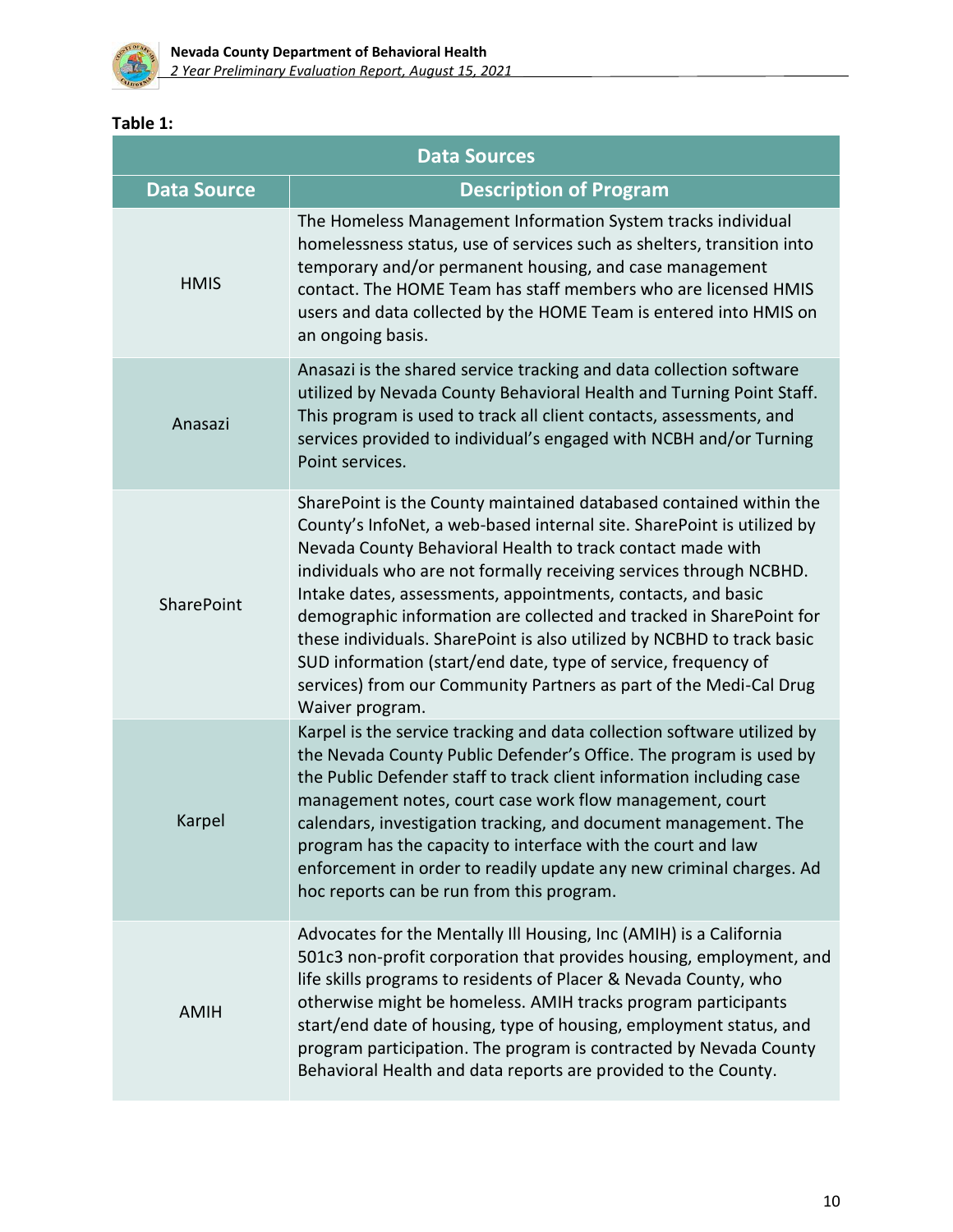**Table 1:**

| Data Sources | |
|---|---|
| **Data Source** | **Description of Program** |
| HMIS | The Homeless Management Information System tracks individual homelessness status, use of services such as shelters, transition into temporary and/or permanent housing, and case management contact. The HOME Team has staff members who are licensed HMIS users and data collected by the HOME Team is entered into HMIS on an ongoing basis. |
| Anasazi | Anasazi is the shared service tracking and data collection software utilized by Nevada County Behavioral Health and Turning Point Staff. This program is used to track all client contacts, assessments, and services provided to individual's engaged with NCBH and/or Turning Point services. |
| SharePoint | SharePoint is the County maintained databased contained within the County's InfoNet, a web-based internal site. SharePoint is utilized by Nevada County Behavioral Health to track contact made with individuals who are not formally receiving services through NCBHD. Intake dates, assessments, appointments, contacts, and basic demographic information are collected and tracked in SharePoint for these individuals. SharePoint is also utilized by NCBHD to track basic SUD information (start/end date, type of service, frequency of services) from our Community Partners as part of the Medi-Cal Drug Waiver program. |
| Karpel | Karpel is the service tracking and data collection software utilized by the Nevada County Public Defender's Office. The program is used by the Public Defender staff to track client information including case management notes, court case work flow management, court calendars, investigation tracking, and document management. The program has the capacity to interface with the court and law enforcement in order to readily update any new criminal charges. Ad hoc reports can be run from this program. |
| AMIH | Advocates for the Mentally Ill Housing, Inc (AMIH) is a California 501c3 non-profit corporation that provides housing, employment, and life skills programs to residents of Placer & Nevada County, who otherwise might be homeless. AMIH tracks program participants start/end date of housing, type of housing, employment status, and program participation. The program is contracted by Nevada County Behavioral Health and data reports are provided to the County. |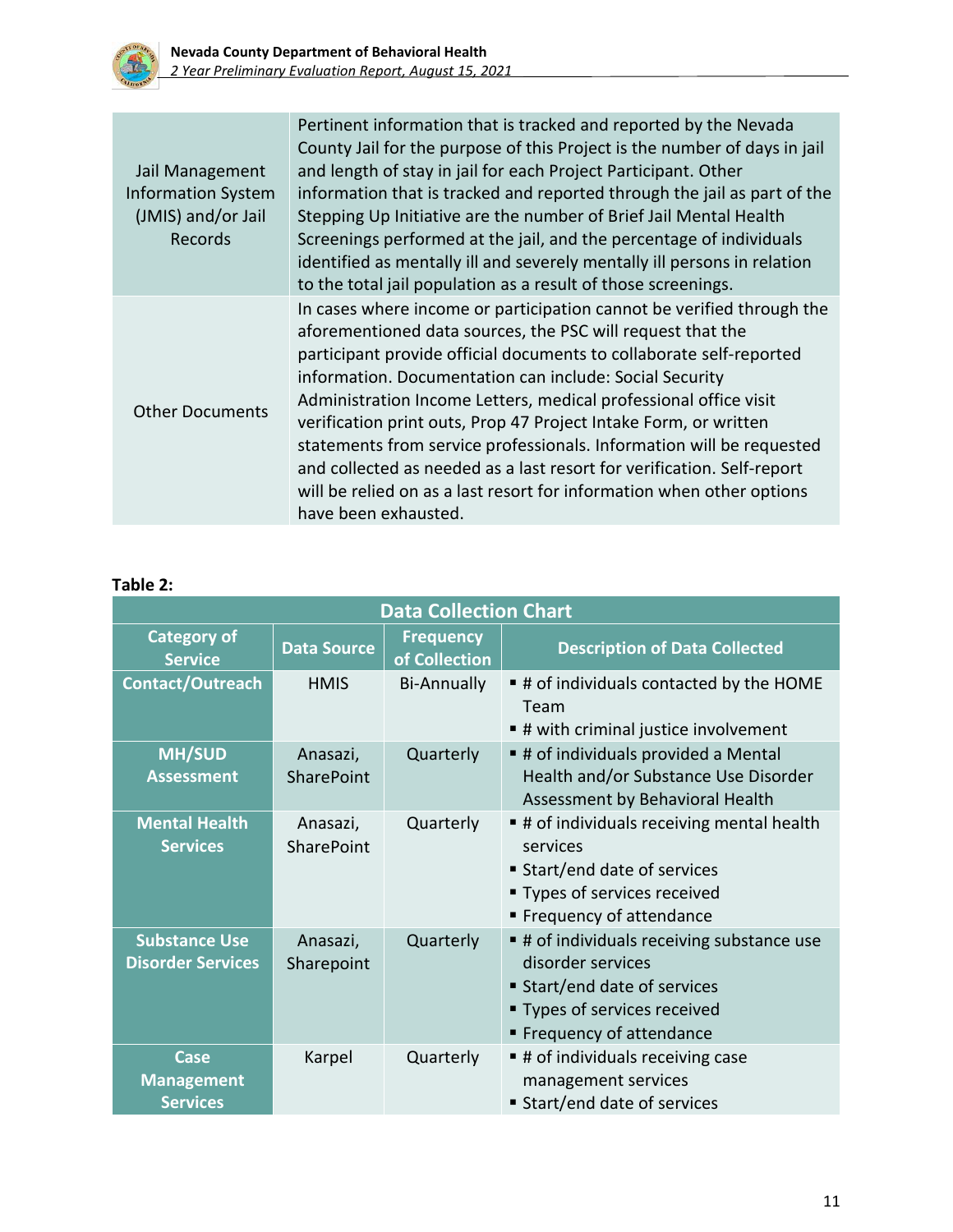| | |
|---|---|
| Jail Management Information System (JMIS) and/or Jail Records | Pertinent information that is tracked and reported by the Nevada County Jail for the purpose of this Project is the number of days in jail and length of stay in jail for each Project Participant. Other information that is tracked and reported through the jail as part of the Stepping Up Initiative are the number of Brief Jail Mental Health Screenings performed at the jail, and the percentage of individuals identified as mentally ill and severely mentally ill persons in relation to the total jail population as a result of those screenings. |
| Other Documents | In cases where income or participation cannot be verified through the aforementioned data sources, the PSC will request that the participant provide official documents to collaborate self-reported information. Documentation can include: Social Security Administration Income Letters, medical professional office visit verification print outs, Prop 47 Project Intake Form, or written statements from service professionals. Information will be requested and collected as needed as a last resort for verification. Self-report will be relied on as a last resort for information when other options have been exhausted. |

**Table 2:**

| Data Collection Chart | | | |
|---|---|---|---|
| **Category of Service** | **Data Source** | **Frequency of Collection** | **Description of Data Collected** |
| **Contact/Outreach** | HMIS | Bi-Annually | ▪ # of individuals contacted by the HOME Team<br>▪ # with criminal justice involvement |
| **MH/SUD Assessment** | Anasazi, SharePoint | Quarterly | ▪ # of individuals provided a Mental Health and/or Substance Use Disorder Assessment by Behavioral Health |
| **Mental Health Services** | Anasazi, SharePoint | Quarterly | ▪ # of individuals receiving mental health services<br>▪ Start/end date of services<br>▪ Types of services received<br>▪ Frequency of attendance |
| **Substance Use Disorder Services** | Anasazi, Sharepoint | Quarterly | ▪ # of individuals receiving substance use disorder services<br>▪ Start/end date of services<br>▪ Types of services received<br>▪ Frequency of attendance |
| **Case Management Services** | Karpel | Quarterly | ▪ # of individuals receiving case management services<br>▪ Start/end date of services |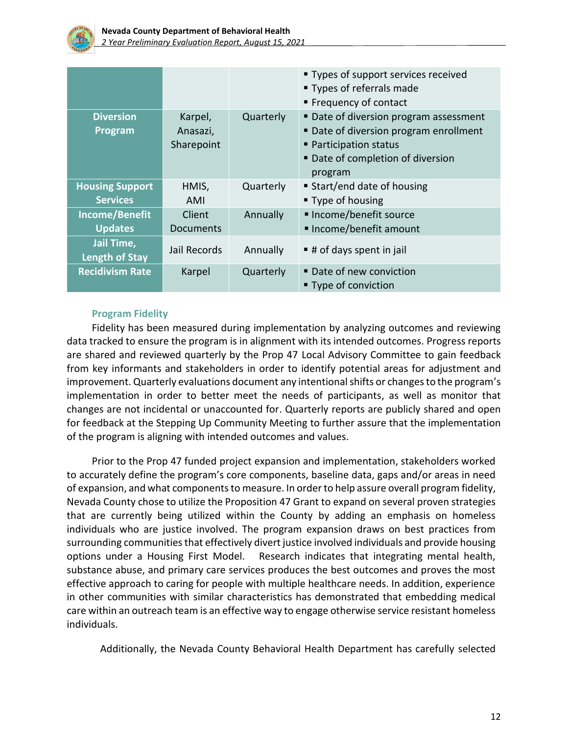| | | | |
|---|---|---|---|
| | | | ▪ Types of support services received<br>▪ Types of referrals made<br>▪ Frequency of contact |
| **Diversion Program** | Karpel, Anasazi, Sharepoint | Quarterly | ▪ Date of diversion program assessment<br>▪ Date of diversion program enrollment<br>▪ Participation status<br>▪ Date of completion of diversion program |
| **Housing Support Services** | HMIS, AMI | Quarterly | ▪ Start/end date of housing<br>▪ Type of housing |
| **Income/Benefit Updates** | Client Documents | Annually | ▪ Income/benefit source<br>▪ Income/benefit amount |
| **Jail Time, Length of Stay** | Jail Records | Annually | ▪ # of days spent in jail |
| **Recidivism Rate** | Karpel | Quarterly | ▪ Date of new conviction<br>▪ Type of conviction |

### Program Fidelity

Fidelity has been measured during implementation by analyzing outcomes and reviewing data tracked to ensure the program is in alignment with its intended outcomes. Progress reports are shared and reviewed quarterly by the Prop 47 Local Advisory Committee to gain feedback from key informants and stakeholders in order to identify potential areas for adjustment and improvement. Quarterly evaluations document any intentional shifts or changes to the program's implementation in order to better meet the needs of participants, as well as monitor that changes are not incidental or unaccounted for. Quarterly reports are publicly shared and open for feedback at the Stepping Up Community Meeting to further assure that the implementation of the program is aligning with intended outcomes and values.

Prior to the Prop 47 funded project expansion and implementation, stakeholders worked to accurately define the program's core components, baseline data, gaps and/or areas in need of expansion, and what components to measure. In order to help assure overall program fidelity, Nevada County chose to utilize the Proposition 47 Grant to expand on several proven strategies that are currently being utilized within the County by adding an emphasis on homeless individuals who are justice involved. The program expansion draws on best practices from surrounding communities that effectively divert justice involved individuals and provide housing options under a Housing First Model. Research indicates that integrating mental health, substance abuse, and primary care services produces the best outcomes and proves the most effective approach to caring for people with multiple healthcare needs. In addition, experience in other communities with similar characteristics has demonstrated that embedding medical care within an outreach team is an effective way to engage otherwise service resistant homeless individuals.

Additionally, the Nevada County Behavioral Health Department has carefully selected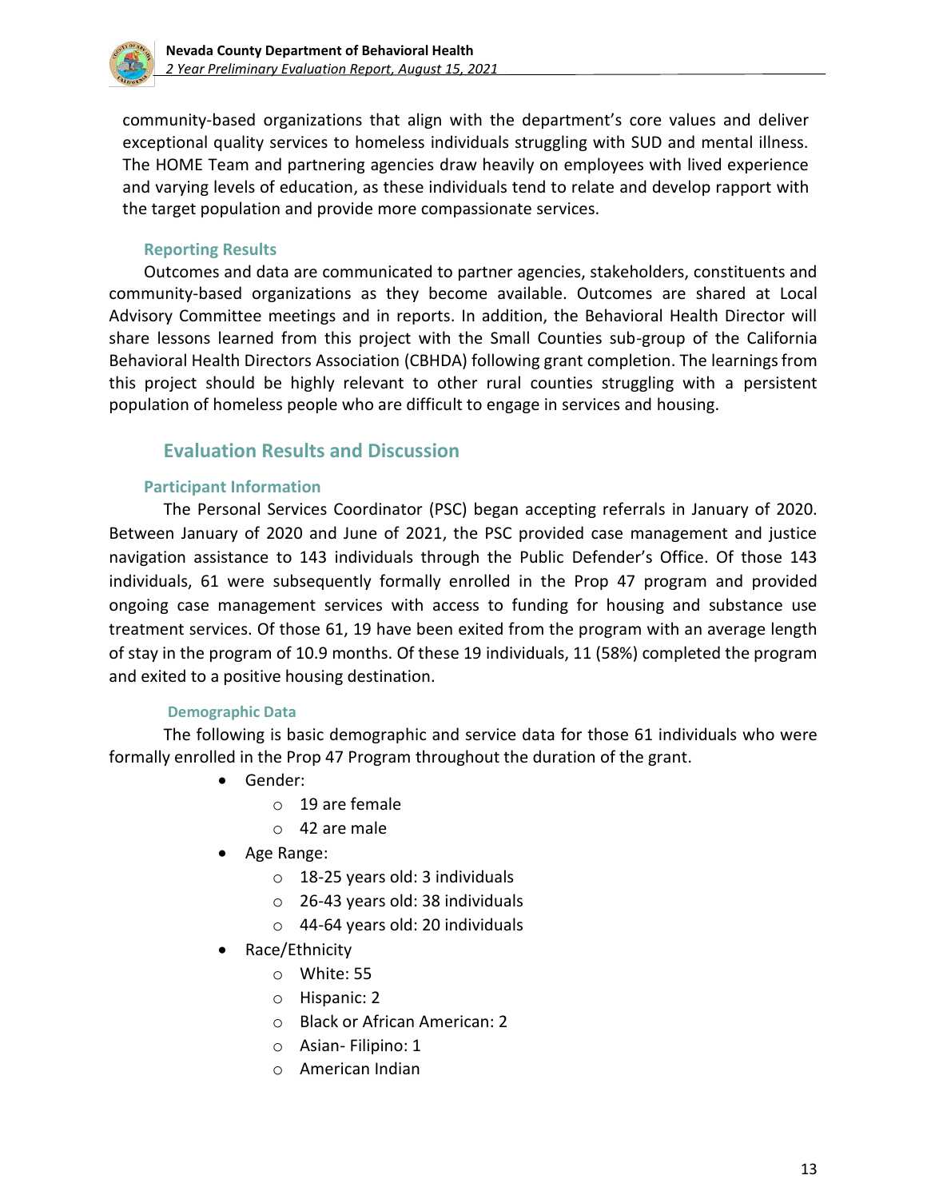community-based organizations that align with the department's core values and deliver exceptional quality services to homeless individuals struggling with SUD and mental illness. The HOME Team and partnering agencies draw heavily on employees with lived experience and varying levels of education, as these individuals tend to relate and develop rapport with the target population and provide more compassionate services.

### Reporting Results

Outcomes and data are communicated to partner agencies, stakeholders, constituents and community-based organizations as they become available. Outcomes are shared at Local Advisory Committee meetings and in reports. In addition, the Behavioral Health Director will share lessons learned from this project with the Small Counties sub-group of the California Behavioral Health Directors Association (CBHDA) following grant completion. The learnings from this project should be highly relevant to other rural counties struggling with a persistent population of homeless people who are difficult to engage in services and housing.

## Evaluation Results and Discussion

### Participant Information

The Personal Services Coordinator (PSC) began accepting referrals in January of 2020. Between January of 2020 and June of 2021, the PSC provided case management and justice navigation assistance to 143 individuals through the Public Defender's Office. Of those 143 individuals, 61 were subsequently formally enrolled in the Prop 47 program and provided ongoing case management services with access to funding for housing and substance use treatment services. Of those 61, 19 have been exited from the program with an average length of stay in the program of 10.9 months. Of these 19 individuals, 11 (58%) completed the program and exited to a positive housing destination.

#### Demographic Data

The following is basic demographic and service data for those 61 individuals who were formally enrolled in the Prop 47 Program throughout the duration of the grant.

- Gender:
  - 19 are female
  - 42 are male
- Age Range:
  - 18-25 years old: 3 individuals
  - 26-43 years old: 38 individuals
  - 44-64 years old: 20 individuals
- Race/Ethnicity
  - White: 55
  - Hispanic: 2
  - Black or African American: 2
  - Asian- Filipino: 1
  - American Indian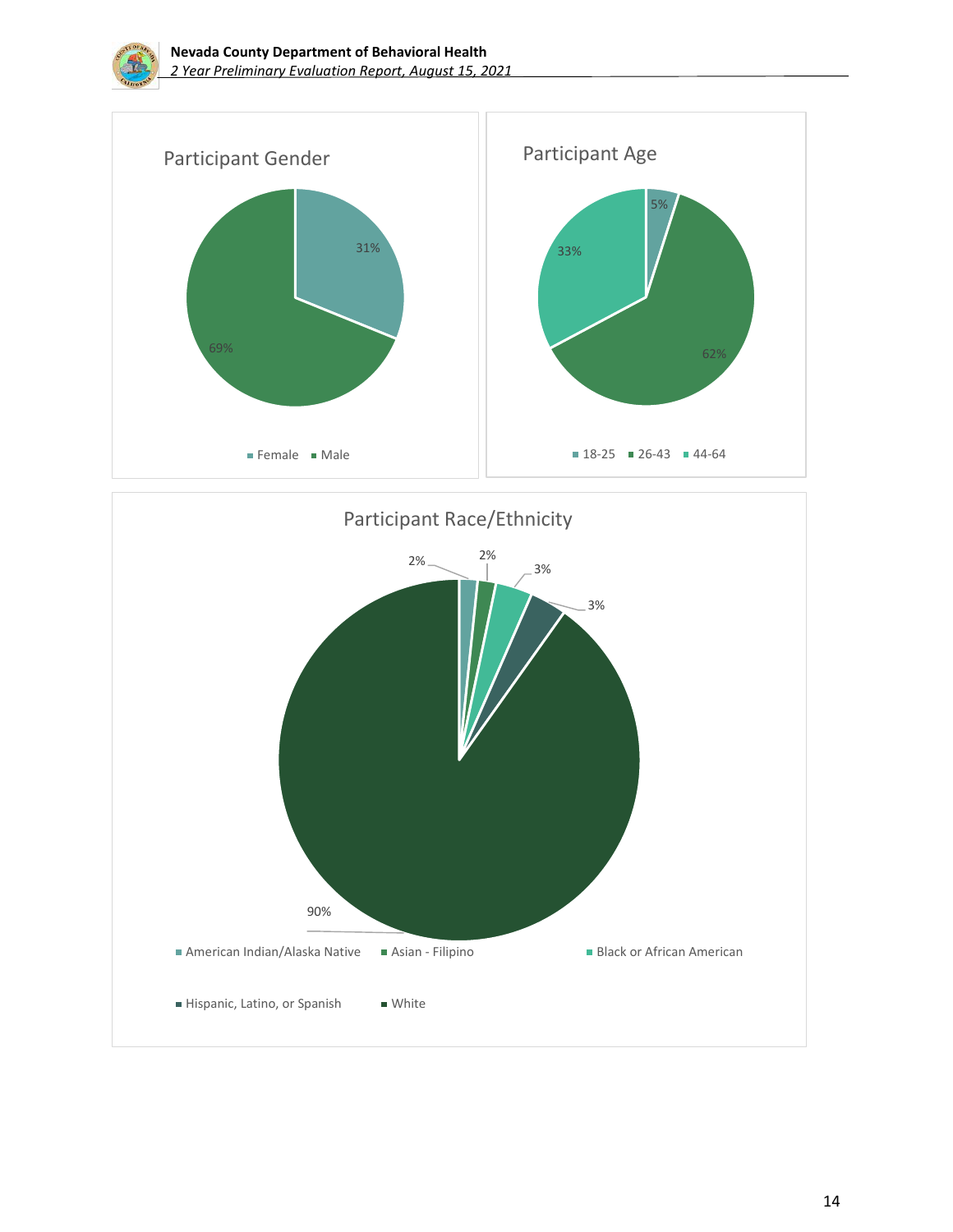## Participant Gender

- Female: 31%
- Male: 69%

## Participant Age

- 18-25: 5%
- 26-43: 62%
- 44-64: 33%

## Participant Race/Ethnicity

- American Indian/Alaska Native: 2%
- Asian - Filipino: 2%
- Black or African American: 3%
- Hispanic, Latino, or Spanish: 3%
- White: 90%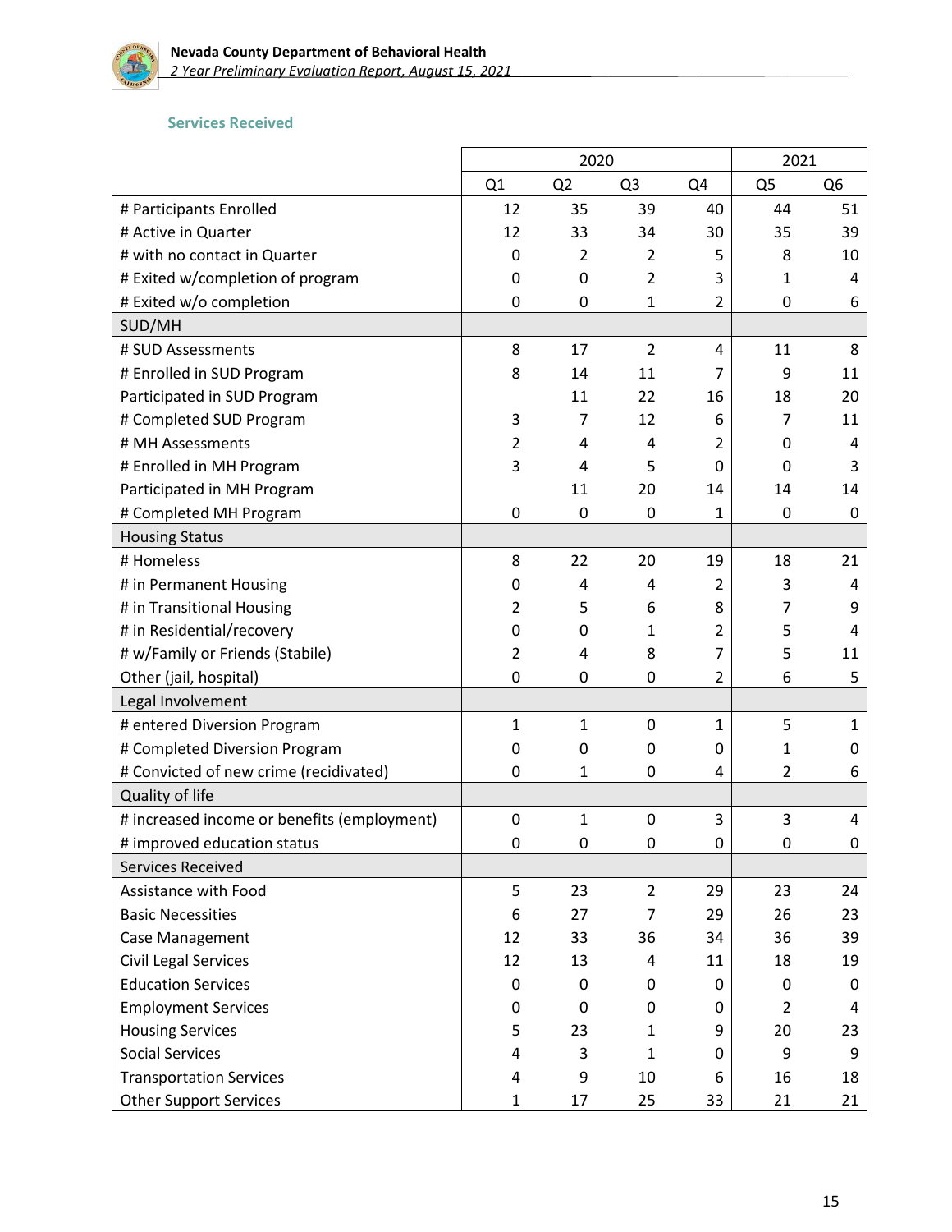### Services Received

| | 2020 | | | | 2021 | |
|---|---|---|---|---|---|---|
| | Q1 | Q2 | Q3 | Q4 | Q5 | Q6 |
| # Participants Enrolled | 12 | 35 | 39 | 40 | 44 | 51 |
| # Active in Quarter | 12 | 33 | 34 | 30 | 35 | 39 |
| # with no contact in Quarter | 0 | 2 | 2 | 5 | 8 | 10 |
| # Exited w/completion of program | 0 | 0 | 2 | 3 | 1 | 4 |
| # Exited w/o completion | 0 | 0 | 1 | 2 | 0 | 6 |
| SUD/MH | | | | | | |
| # SUD Assessments | 8 | 17 | 2 | 4 | 11 | 8 |
| # Enrolled in SUD Program | 8 | 14 | 11 | 7 | 9 | 11 |
| Participated in SUD Program | | 11 | 22 | 16 | 18 | 20 |
| # Completed SUD Program | 3 | 7 | 12 | 6 | 7 | 11 |
| # MH Assessments | 2 | 4 | 4 | 2 | 0 | 4 |
| # Enrolled in MH Program | 3 | 4 | 5 | 0 | 0 | 3 |
| Participated in MH Program | | 11 | 20 | 14 | 14 | 14 |
| # Completed MH Program | 0 | 0 | 0 | 1 | 0 | 0 |
| Housing Status | | | | | | |
| # Homeless | 8 | 22 | 20 | 19 | 18 | 21 |
| # in Permanent Housing | 0 | 4 | 4 | 2 | 3 | 4 |
| # in Transitional Housing | 2 | 5 | 6 | 8 | 7 | 9 |
| # in Residential/recovery | 0 | 0 | 1 | 2 | 5 | 4 |
| # w/Family or Friends (Stabile) | 2 | 4 | 8 | 7 | 5 | 11 |
| Other (jail, hospital) | 0 | 0 | 0 | 2 | 6 | 5 |
| Legal Involvement | | | | | | |
| # entered Diversion Program | 1 | 1 | 0 | 1 | 5 | 1 |
| # Completed Diversion Program | 0 | 0 | 0 | 0 | 1 | 0 |
| # Convicted of new crime (recidivated) | 0 | 1 | 0 | 4 | 2 | 6 |
| Quality of life | | | | | | |
| # increased income or benefits (employment) | 0 | 1 | 0 | 3 | 3 | 4 |
| # improved education status | 0 | 0 | 0 | 0 | 0 | 0 |
| Services Received | | | | | | |
| Assistance with Food | 5 | 23 | 2 | 29 | 23 | 24 |
| Basic Necessities | 6 | 27 | 7 | 29 | 26 | 23 |
| Case Management | 12 | 33 | 36 | 34 | 36 | 39 |
| Civil Legal Services | 12 | 13 | 4 | 11 | 18 | 19 |
| Education Services | 0 | 0 | 0 | 0 | 0 | 0 |
| Employment Services | 0 | 0 | 0 | 0 | 2 | 4 |
| Housing Services | 5 | 23 | 1 | 9 | 20 | 23 |
| Social Services | 4 | 3 | 1 | 0 | 9 | 9 |
| Transportation Services | 4 | 9 | 10 | 6 | 16 | 18 |
| Other Support Services | 1 | 17 | 25 | 33 | 21 | 21 |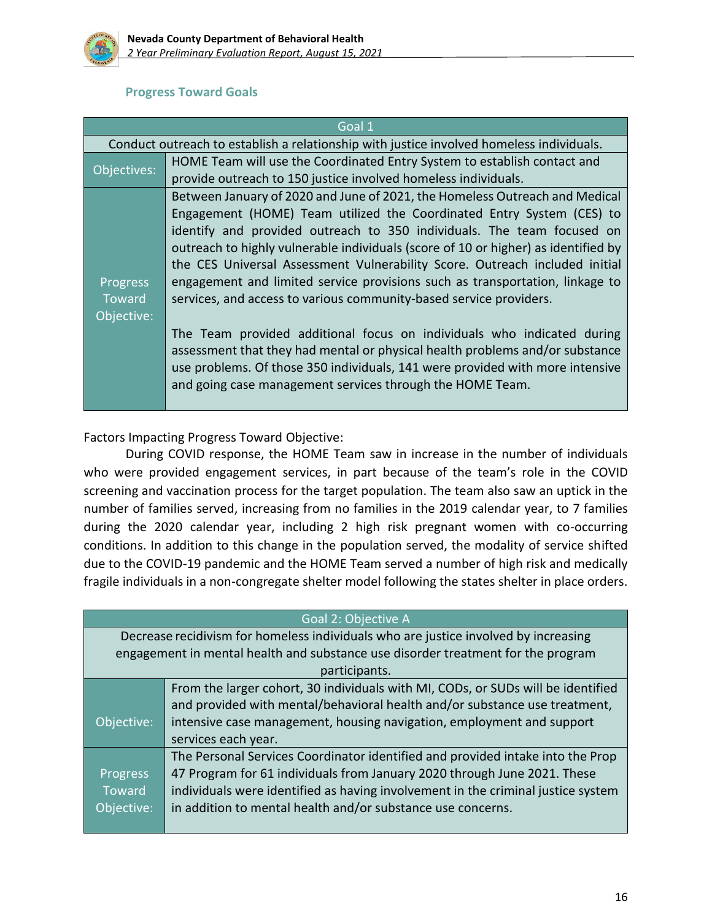## Progress Toward Goals

| Goal 1 | |
|---|---|
| Conduct outreach to establish a relationship with justice involved homeless individuals. | |
| Objectives: | HOME Team will use the Coordinated Entry System to establish contact and provide outreach to 150 justice involved homeless individuals. |
| Progress Toward Objective: | Between January of 2020 and June of 2021, the Homeless Outreach and Medical Engagement (HOME) Team utilized the Coordinated Entry System (CES) to identify and provided outreach to 350 individuals. The team focused on outreach to highly vulnerable individuals (score of 10 or higher) as identified by the CES Universal Assessment Vulnerability Score. Outreach included initial engagement and limited service provisions such as transportation, linkage to services, and access to various community-based service providers.<br><br>The Team provided additional focus on individuals who indicated during assessment that they had mental or physical health problems and/or substance use problems. Of those 350 individuals, 141 were provided with more intensive and going case management services through the HOME Team. |

Factors Impacting Progress Toward Objective:

During COVID response, the HOME Team saw in increase in the number of individuals who were provided engagement services, in part because of the team's role in the COVID screening and vaccination process for the target population. The team also saw an uptick in the number of families served, increasing from no families in the 2019 calendar year, to 7 families during the 2020 calendar year, including 2 high risk pregnant women with co-occurring conditions. In addition to this change in the population served, the modality of service shifted due to the COVID-19 pandemic and the HOME Team served a number of high risk and medically fragile individuals in a non-congregate shelter model following the states shelter in place orders.

| Goal 2: Objective A | |
|---|---|
| Decrease recidivism for homeless individuals who are justice involved by increasing engagement in mental health and substance use disorder treatment for the program participants. | |
| Objective: | From the larger cohort, 30 individuals with MI, CODs, or SUDs will be identified and provided with mental/behavioral health and/or substance use treatment, intensive case management, housing navigation, employment and support services each year. |
| Progress Toward Objective: | The Personal Services Coordinator identified and provided intake into the Prop 47 Program for 61 individuals from January 2020 through June 2021. These individuals were identified as having involvement in the criminal justice system in addition to mental health and/or substance use concerns. |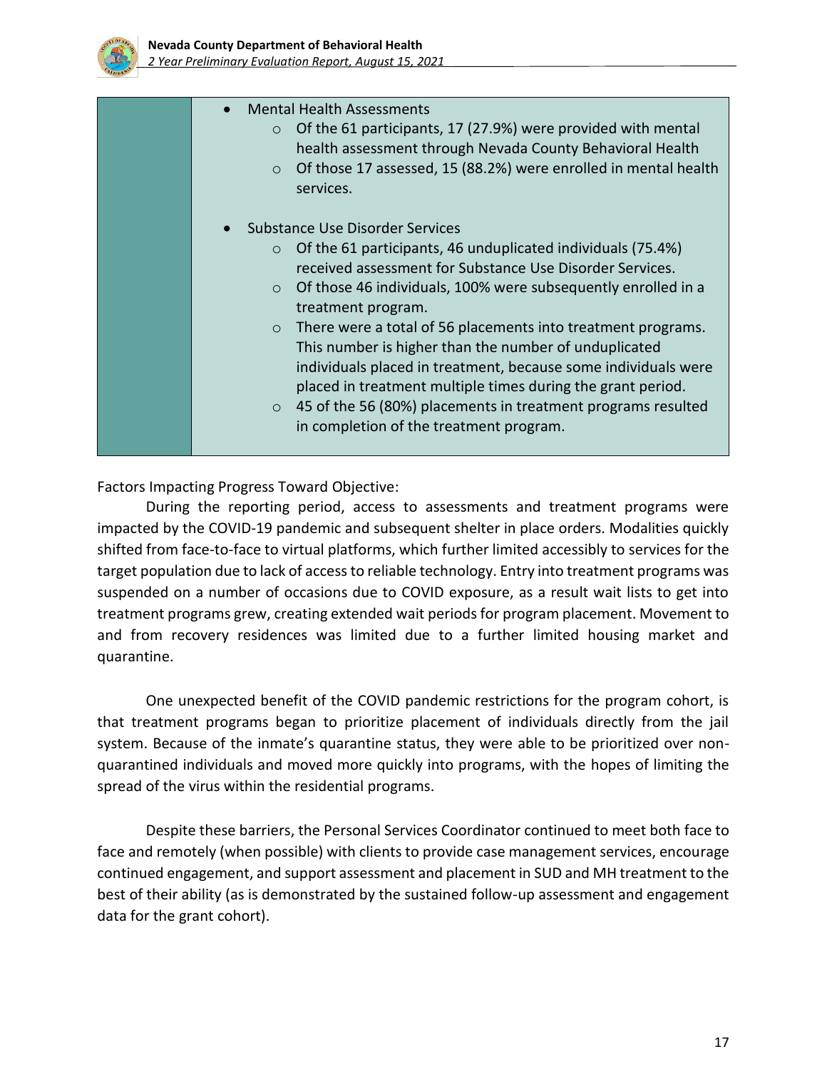|  | <ul><li>Mental Health Assessments<ul><li>Of the 61 participants, 17 (27.9%) were provided with mental health assessment through Nevada County Behavioral Health</li><li>Of those 17 assessed, 15 (88.2%) were enrolled in mental health services.</li></ul></li><li>Substance Use Disorder Services<ul><li>Of the 61 participants, 46 unduplicated individuals (75.4%) received assessment for Substance Use Disorder Services.</li><li>Of those 46 individuals, 100% were subsequently enrolled in a treatment program.</li><li>There were a total of 56 placements into treatment programs. This number is higher than the number of unduplicated individuals placed in treatment, because some individuals were placed in treatment multiple times during the grant period.</li><li>45 of the 56 (80%) placements in treatment programs resulted in completion of the treatment program.</li></ul></li></ul> |
|---|---|

Factors Impacting Progress Toward Objective:

During the reporting period, access to assessments and treatment programs were impacted by the COVID-19 pandemic and subsequent shelter in place orders. Modalities quickly shifted from face-to-face to virtual platforms, which further limited accessibly to services for the target population due to lack of access to reliable technology. Entry into treatment programs was suspended on a number of occasions due to COVID exposure, as a result wait lists to get into treatment programs grew, creating extended wait periods for program placement. Movement to and from recovery residences was limited due to a further limited housing market and quarantine.

One unexpected benefit of the COVID pandemic restrictions for the program cohort, is that treatment programs began to prioritize placement of individuals directly from the jail system. Because of the inmate's quarantine status, they were able to be prioritized over non-quarantined individuals and moved more quickly into programs, with the hopes of limiting the spread of the virus within the residential programs.

Despite these barriers, the Personal Services Coordinator continued to meet both face to face and remotely (when possible) with clients to provide case management services, encourage continued engagement, and support assessment and placement in SUD and MH treatment to the best of their ability (as is demonstrated by the sustained follow-up assessment and engagement data for the grant cohort).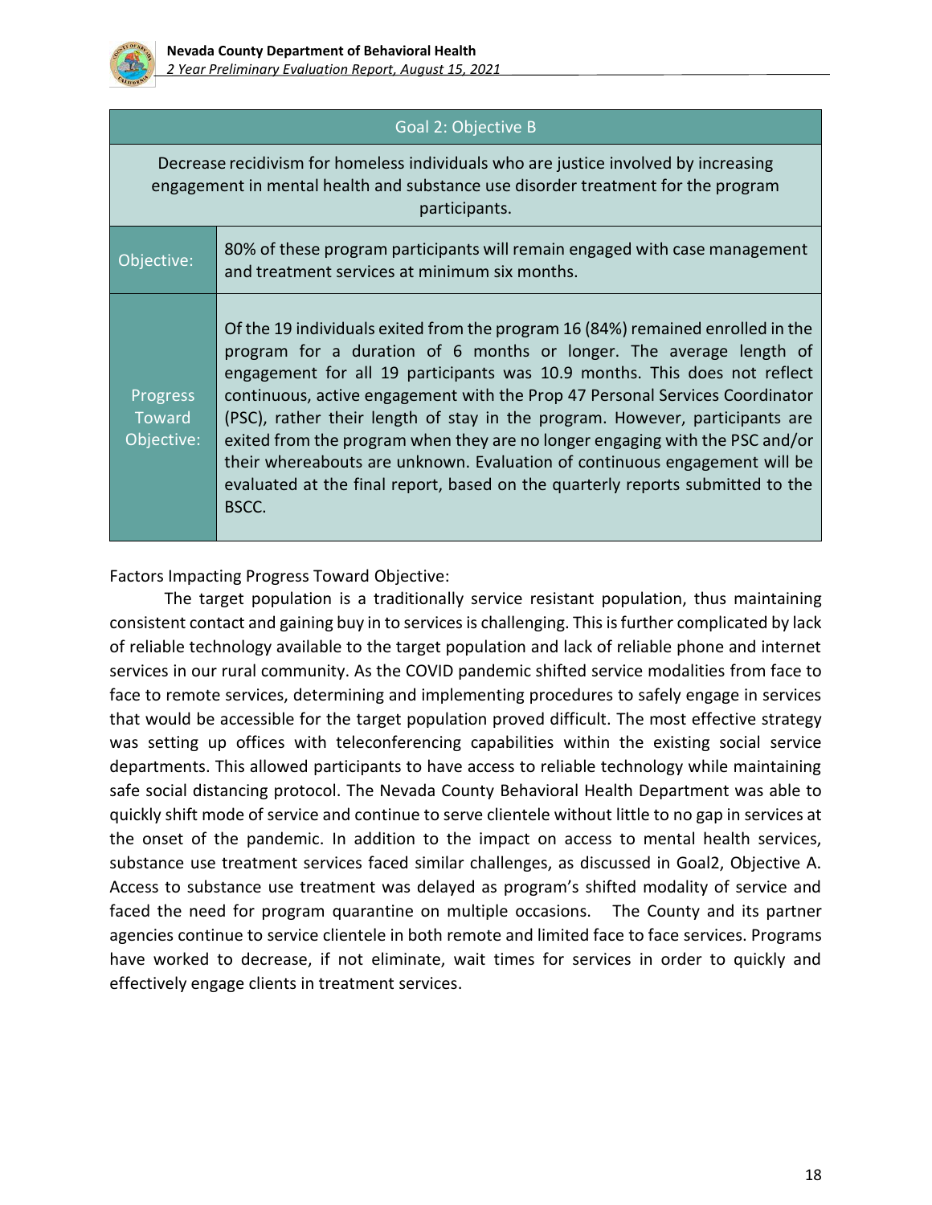| Goal 2: Objective B | |
|---|---|
| Decrease recidivism for homeless individuals who are justice involved by increasing engagement in mental health and substance use disorder treatment for the program participants. | |
| Objective: | 80% of these program participants will remain engaged with case management and treatment services at minimum six months. |
| Progress Toward Objective: | Of the 19 individuals exited from the program 16 (84%) remained enrolled in the program for a duration of 6 months or longer. The average length of engagement for all 19 participants was 10.9 months. This does not reflect continuous, active engagement with the Prop 47 Personal Services Coordinator (PSC), rather their length of stay in the program. However, participants are exited from the program when they are no longer engaging with the PSC and/or their whereabouts are unknown. Evaluation of continuous engagement will be evaluated at the final report, based on the quarterly reports submitted to the BSCC. |

Factors Impacting Progress Toward Objective:

The target population is a traditionally service resistant population, thus maintaining consistent contact and gaining buy in to services is challenging. This is further complicated by lack of reliable technology available to the target population and lack of reliable phone and internet services in our rural community. As the COVID pandemic shifted service modalities from face to face to remote services, determining and implementing procedures to safely engage in services that would be accessible for the target population proved difficult. The most effective strategy was setting up offices with teleconferencing capabilities within the existing social service departments. This allowed participants to have access to reliable technology while maintaining safe social distancing protocol. The Nevada County Behavioral Health Department was able to quickly shift mode of service and continue to serve clientele without little to no gap in services at the onset of the pandemic. In addition to the impact on access to mental health services, substance use treatment services faced similar challenges, as discussed in Goal2, Objective A. Access to substance use treatment was delayed as program's shifted modality of service and faced the need for program quarantine on multiple occasions. The County and its partner agencies continue to service clientele in both remote and limited face to face services. Programs have worked to decrease, if not eliminate, wait times for services in order to quickly and effectively engage clients in treatment services.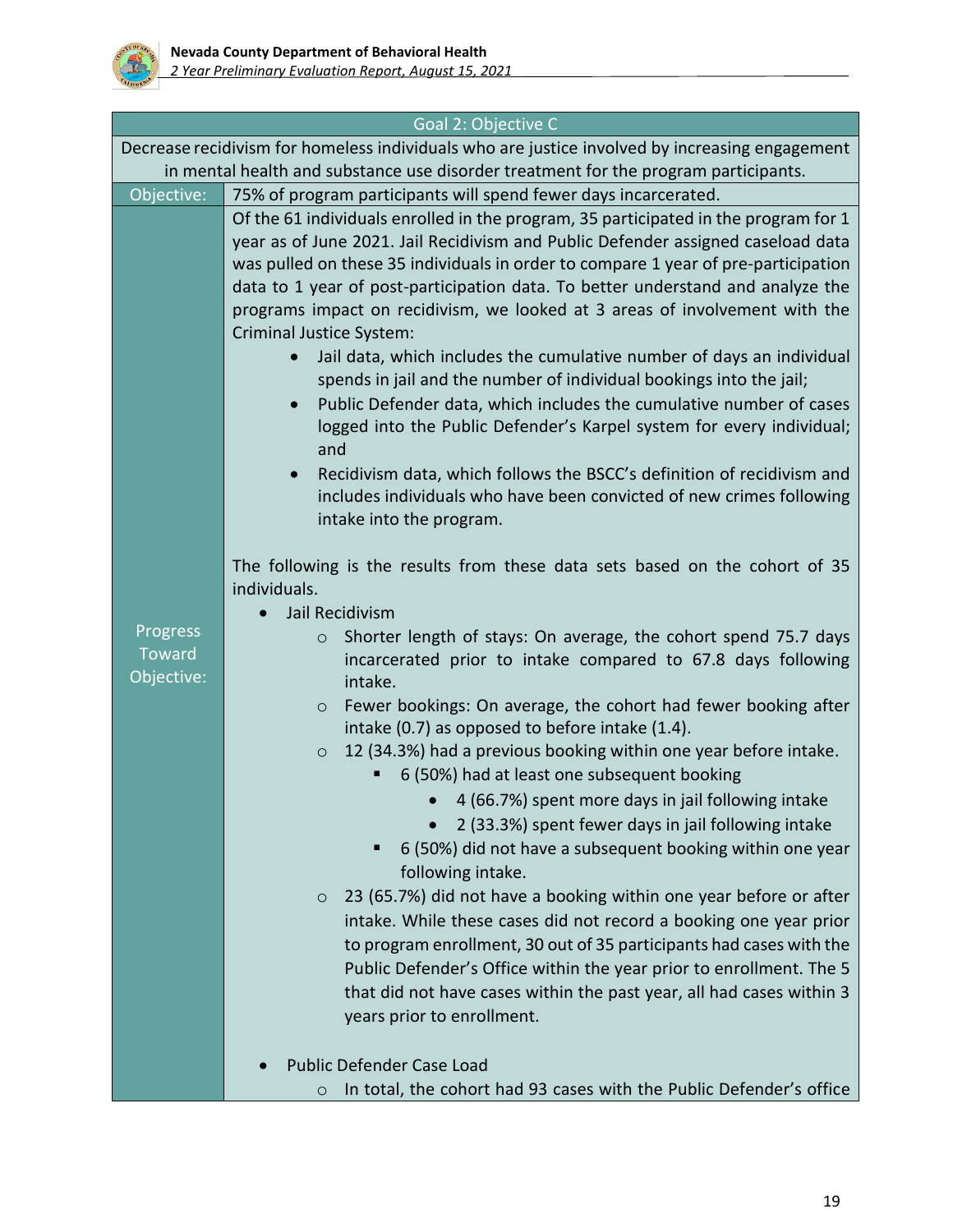| Goal 2: Objective C | |
|---|---|
| Decrease recidivism for homeless individuals who are justice involved by increasing engagement in mental health and substance use disorder treatment for the program participants. | |
| Objective: | 75% of program participants will spend fewer days incarcerated. |
| Progress Toward Objective: | Of the 61 individuals enrolled in the program, 35 participated in the program for 1 year as of June 2021. Jail Recidivism and Public Defender assigned caseload data was pulled on these 35 individuals in order to compare 1 year of pre-participation data to 1 year of post-participation data. To better understand and analyze the programs impact on recidivism, we looked at 3 areas of involvement with the Criminal Justice System:<br>• Jail data, which includes the cumulative number of days an individual spends in jail and the number of individual bookings into the jail;<br>• Public Defender data, which includes the cumulative number of cases logged into the Public Defender's Karpel system for every individual; and<br>• Recidivism data, which follows the BSCC's definition of recidivism and includes individuals who have been convicted of new crimes following intake into the program.<br><br>The following is the results from these data sets based on the cohort of 35 individuals.<br>• Jail Recidivism<br>  ○ Shorter length of stays: On average, the cohort spend 75.7 days incarcerated prior to intake compared to 67.8 days following intake.<br>  ○ Fewer bookings: On average, the cohort had fewer booking after intake (0.7) as opposed to before intake (1.4).<br>  ○ 12 (34.3%) had a previous booking within one year before intake.<br>    ▪ 6 (50%) had at least one subsequent booking<br>      • 4 (66.7%) spent more days in jail following intake<br>      • 2 (33.3%) spent fewer days in jail following intake<br>    ▪ 6 (50%) did not have a subsequent booking within one year following intake.<br>  ○ 23 (65.7%) did not have a booking within one year before or after intake. While these cases did not record a booking one year prior to program enrollment, 30 out of 35 participants had cases with the Public Defender's Office within the year prior to enrollment. The 5 that did not have cases within the past year, all had cases within 3 years prior to enrollment.<br><br>• Public Defender Case Load<br>  ○ In total, the cohort had 93 cases with the Public Defender's office |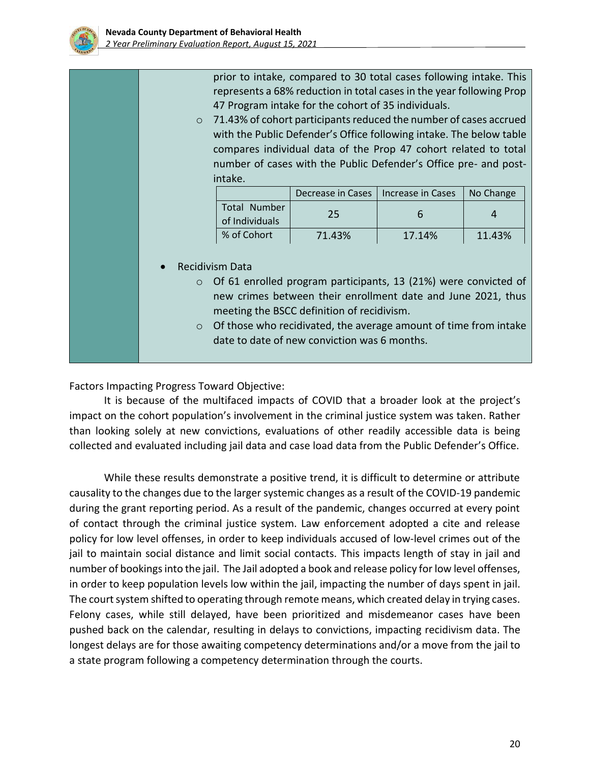prior to intake, compared to 30 total cases following intake. This represents a 68% reduction in total cases in the year following Prop 47 Program intake for the cohort of 35 individuals.

- 71.43% of cohort participants reduced the number of cases accrued with the Public Defender's Office following intake. The below table compares individual data of the Prop 47 cohort related to total number of cases with the Public Defender's Office pre- and post-intake.

| | Decrease in Cases | Increase in Cases | No Change |
|---|---|---|---|
| Total Number of Individuals | 25 | 6 | 4 |
| % of Cohort | 71.43% | 17.14% | 11.43% |

- Recidivism Data
  - Of 61 enrolled program participants, 13 (21%) were convicted of new crimes between their enrollment date and June 2021, thus meeting the BSCC definition of recidivism.
  - Of those who recidivated, the average amount of time from intake date to date of new conviction was 6 months.

Factors Impacting Progress Toward Objective:

It is because of the multifaced impacts of COVID that a broader look at the project's impact on the cohort population's involvement in the criminal justice system was taken. Rather than looking solely at new convictions, evaluations of other readily accessible data is being collected and evaluated including jail data and case load data from the Public Defender's Office.

While these results demonstrate a positive trend, it is difficult to determine or attribute causality to the changes due to the larger systemic changes as a result of the COVID-19 pandemic during the grant reporting period. As a result of the pandemic, changes occurred at every point of contact through the criminal justice system. Law enforcement adopted a cite and release policy for low level offenses, in order to keep individuals accused of low-level crimes out of the jail to maintain social distance and limit social contacts. This impacts length of stay in jail and number of bookings into the jail. The Jail adopted a book and release policy for low level offenses, in order to keep population levels low within the jail, impacting the number of days spent in jail. The court system shifted to operating through remote means, which created delay in trying cases. Felony cases, while still delayed, have been prioritized and misdemeanor cases have been pushed back on the calendar, resulting in delays to convictions, impacting recidivism data. The longest delays are for those awaiting competency determinations and/or a move from the jail to a state program following a competency determination through the courts.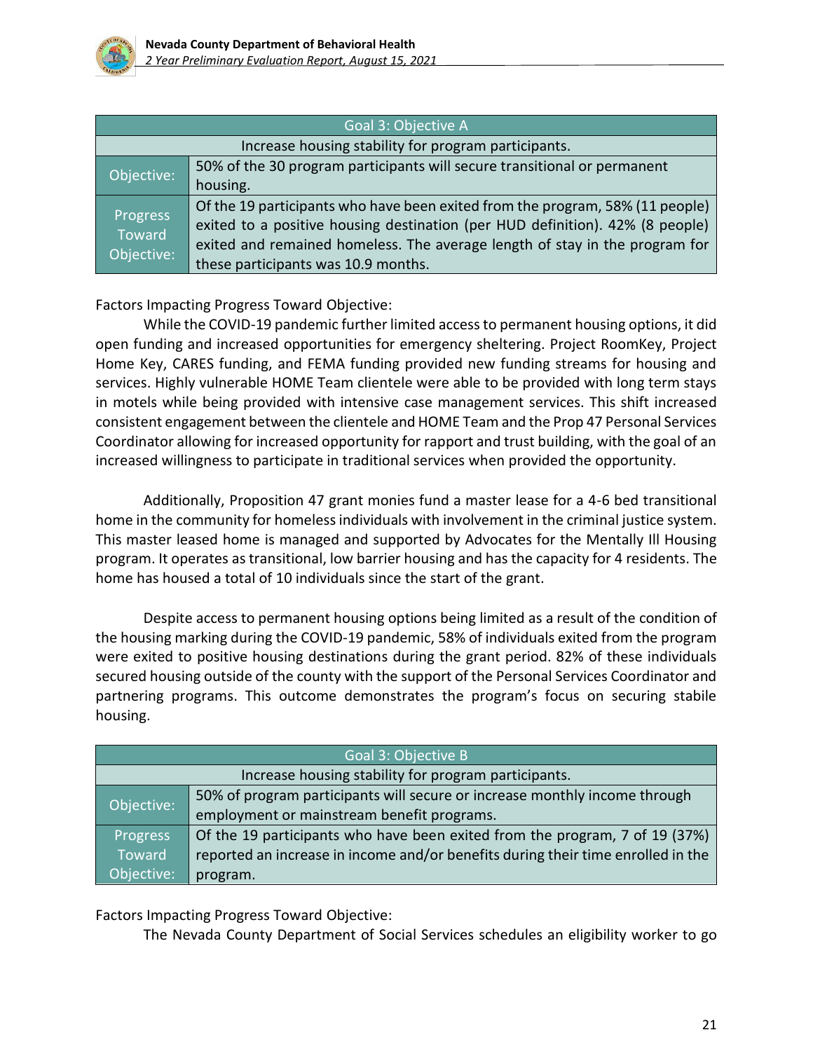| Goal 3: Objective A | |
|---|---|
| Increase housing stability for program participants. | |
| Objective: | 50% of the 30 program participants will secure transitional or permanent housing. |
| Progress Toward Objective: | Of the 19 participants who have been exited from the program, 58% (11 people) exited to a positive housing destination (per HUD definition). 42% (8 people) exited and remained homeless. The average length of stay in the program for these participants was 10.9 months. |

Factors Impacting Progress Toward Objective:

While the COVID-19 pandemic further limited access to permanent housing options, it did open funding and increased opportunities for emergency sheltering. Project RoomKey, Project Home Key, CARES funding, and FEMA funding provided new funding streams for housing and services. Highly vulnerable HOME Team clientele were able to be provided with long term stays in motels while being provided with intensive case management services. This shift increased consistent engagement between the clientele and HOME Team and the Prop 47 Personal Services Coordinator allowing for increased opportunity for rapport and trust building, with the goal of an increased willingness to participate in traditional services when provided the opportunity.

Additionally, Proposition 47 grant monies fund a master lease for a 4-6 bed transitional home in the community for homeless individuals with involvement in the criminal justice system. This master leased home is managed and supported by Advocates for the Mentally Ill Housing program. It operates as transitional, low barrier housing and has the capacity for 4 residents. The home has housed a total of 10 individuals since the start of the grant.

Despite access to permanent housing options being limited as a result of the condition of the housing marking during the COVID-19 pandemic, 58% of individuals exited from the program were exited to positive housing destinations during the grant period. 82% of these individuals secured housing outside of the county with the support of the Personal Services Coordinator and partnering programs. This outcome demonstrates the program's focus on securing stabile housing.

| Goal 3: Objective B | |
|---|---|
| Increase housing stability for program participants. | |
| Objective: | 50% of program participants will secure or increase monthly income through employment or mainstream benefit programs. |
| Progress Toward Objective: | Of the 19 participants who have been exited from the program, 7 of 19 (37%) reported an increase in income and/or benefits during their time enrolled in the program. |

Factors Impacting Progress Toward Objective:

The Nevada County Department of Social Services schedules an eligibility worker to go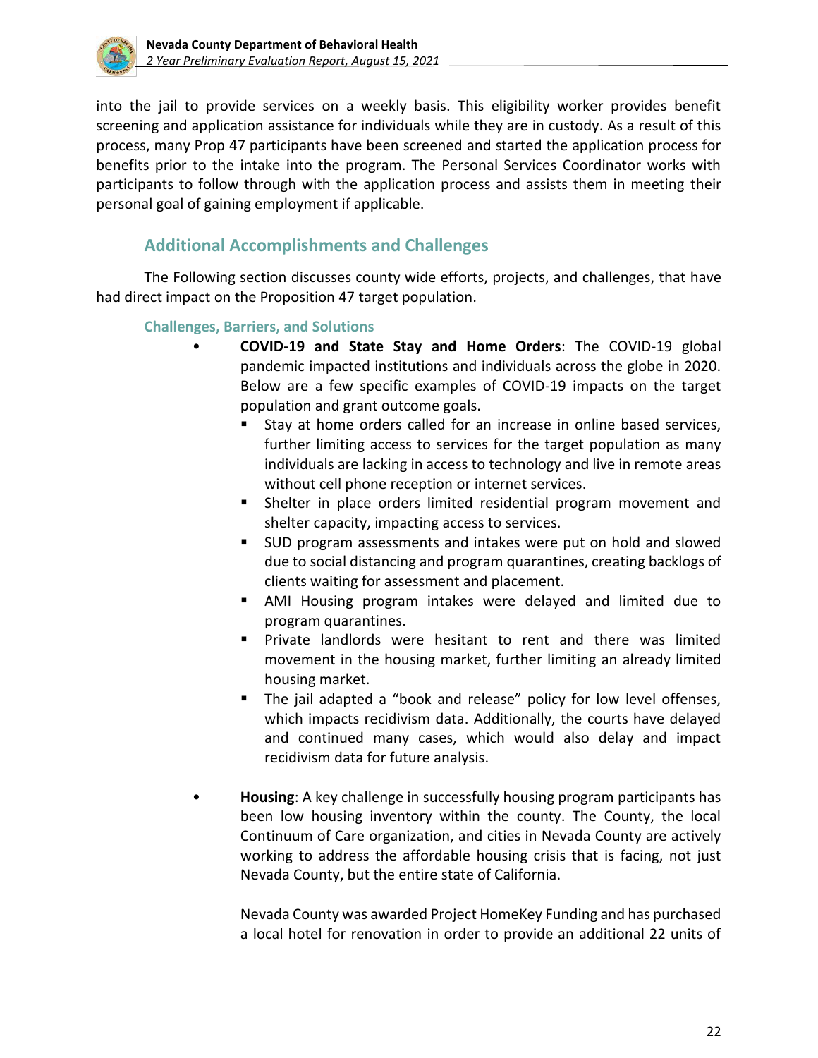into the jail to provide services on a weekly basis. This eligibility worker provides benefit screening and application assistance for individuals while they are in custody. As a result of this process, many Prop 47 participants have been screened and started the application process for benefits prior to the intake into the program. The Personal Services Coordinator works with participants to follow through with the application process and assists them in meeting their personal goal of gaining employment if applicable.

## Additional Accomplishments and Challenges

The Following section discusses county wide efforts, projects, and challenges, that have had direct impact on the Proposition 47 target population.

### Challenges, Barriers, and Solutions

- **COVID-19 and State Stay and Home Orders**: The COVID-19 global pandemic impacted institutions and individuals across the globe in 2020. Below are a few specific examples of COVID-19 impacts on the target population and grant outcome goals.
  - Stay at home orders called for an increase in online based services, further limiting access to services for the target population as many individuals are lacking in access to technology and live in remote areas without cell phone reception or internet services.
  - Shelter in place orders limited residential program movement and shelter capacity, impacting access to services.
  - SUD program assessments and intakes were put on hold and slowed due to social distancing and program quarantines, creating backlogs of clients waiting for assessment and placement.
  - AMI Housing program intakes were delayed and limited due to program quarantines.
  - Private landlords were hesitant to rent and there was limited movement in the housing market, further limiting an already limited housing market.
  - The jail adapted a "book and release" policy for low level offenses, which impacts recidivism data. Additionally, the courts have delayed and continued many cases, which would also delay and impact recidivism data for future analysis.

- **Housing**: A key challenge in successfully housing program participants has been low housing inventory within the county. The County, the local Continuum of Care organization, and cities in Nevada County are actively working to address the affordable housing crisis that is facing, not just Nevada County, but the entire state of California.

  Nevada County was awarded Project HomeKey Funding and has purchased a local hotel for renovation in order to provide an additional 22 units of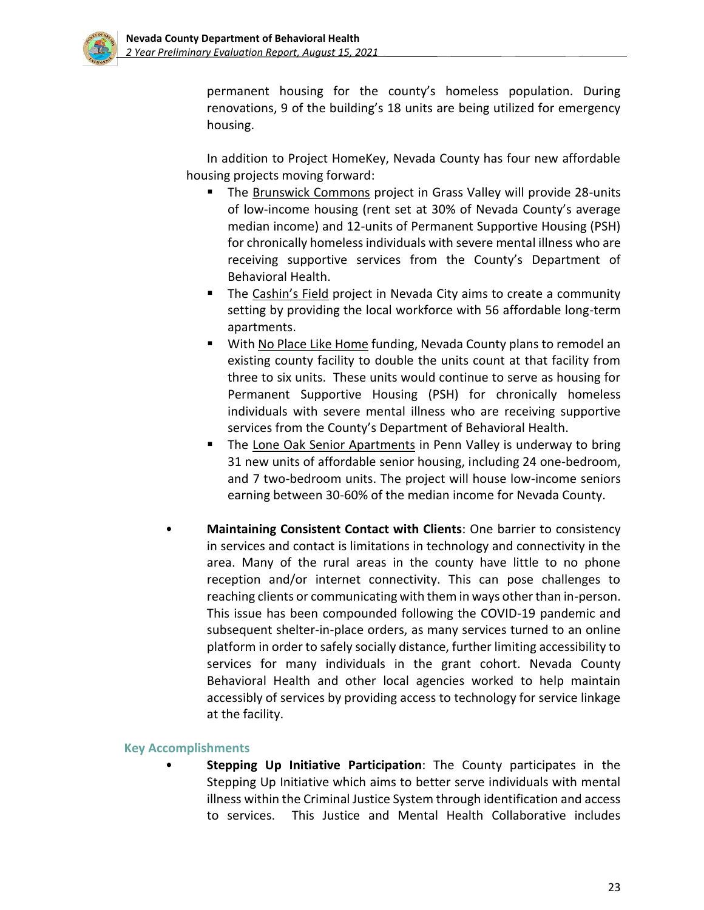permanent housing for the county's homeless population. During renovations, 9 of the building's 18 units are being utilized for emergency housing.

In addition to Project HomeKey, Nevada County has four new affordable housing projects moving forward:

- The Brunswick Commons project in Grass Valley will provide 28-units of low-income housing (rent set at 30% of Nevada County's average median income) and 12-units of Permanent Supportive Housing (PSH) for chronically homeless individuals with severe mental illness who are receiving supportive services from the County's Department of Behavioral Health.
- The Cashin's Field project in Nevada City aims to create a community setting by providing the local workforce with 56 affordable long-term apartments.
- With No Place Like Home funding, Nevada County plans to remodel an existing county facility to double the units count at that facility from three to six units. These units would continue to serve as housing for Permanent Supportive Housing (PSH) for chronically homeless individuals with severe mental illness who are receiving supportive services from the County's Department of Behavioral Health.
- The Lone Oak Senior Apartments in Penn Valley is underway to bring 31 new units of affordable senior housing, including 24 one-bedroom, and 7 two-bedroom units. The project will house low-income seniors earning between 30-60% of the median income for Nevada County.

- **Maintaining Consistent Contact with Clients**: One barrier to consistency in services and contact is limitations in technology and connectivity in the area. Many of the rural areas in the county have little to no phone reception and/or internet connectivity. This can pose challenges to reaching clients or communicating with them in ways other than in-person. This issue has been compounded following the COVID-19 pandemic and subsequent shelter-in-place orders, as many services turned to an online platform in order to safely socially distance, further limiting accessibility to services for many individuals in the grant cohort. Nevada County Behavioral Health and other local agencies worked to help maintain accessibly of services by providing access to technology for service linkage at the facility.

### Key Accomplishments

- **Stepping Up Initiative Participation**: The County participates in the Stepping Up Initiative which aims to better serve individuals with mental illness within the Criminal Justice System through identification and access to services. This Justice and Mental Health Collaborative includes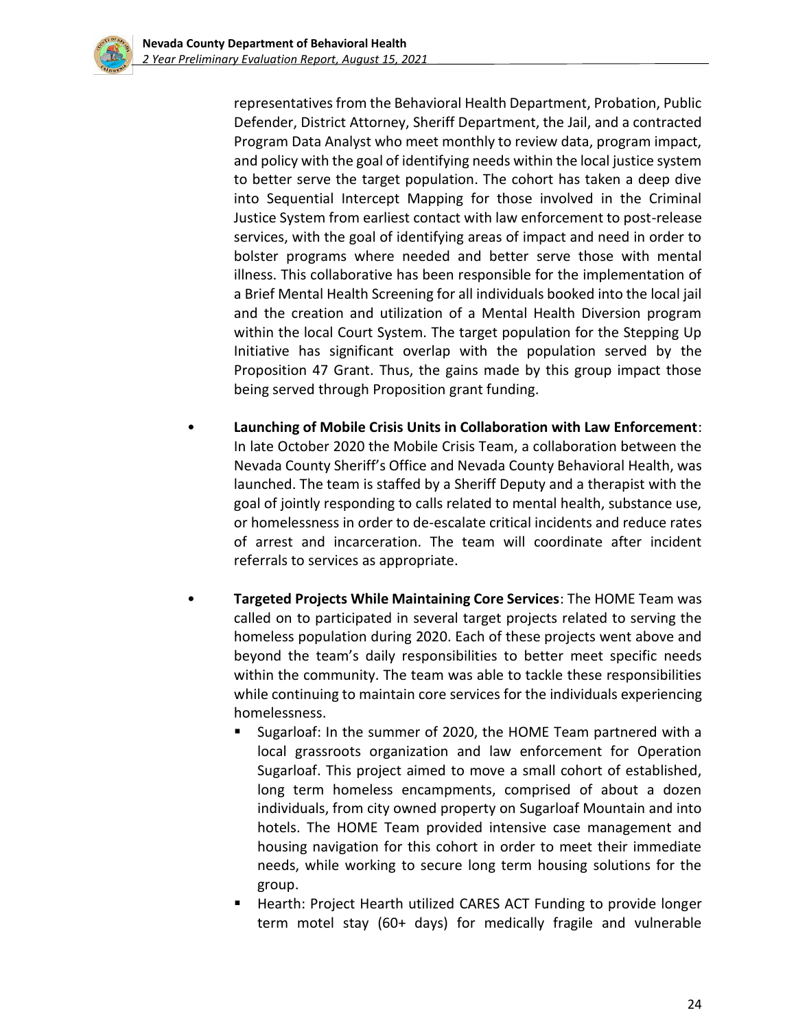representatives from the Behavioral Health Department, Probation, Public Defender, District Attorney, Sheriff Department, the Jail, and a contracted Program Data Analyst who meet monthly to review data, program impact, and policy with the goal of identifying needs within the local justice system to better serve the target population. The cohort has taken a deep dive into Sequential Intercept Mapping for those involved in the Criminal Justice System from earliest contact with law enforcement to post-release services, with the goal of identifying areas of impact and need in order to bolster programs where needed and better serve those with mental illness. This collaborative has been responsible for the implementation of a Brief Mental Health Screening for all individuals booked into the local jail and the creation and utilization of a Mental Health Diversion program within the local Court System. The target population for the Stepping Up Initiative has significant overlap with the population served by the Proposition 47 Grant. Thus, the gains made by this group impact those being served through Proposition grant funding.

- **Launching of Mobile Crisis Units in Collaboration with Law Enforcement**: In late October 2020 the Mobile Crisis Team, a collaboration between the Nevada County Sheriff's Office and Nevada County Behavioral Health, was launched. The team is staffed by a Sheriff Deputy and a therapist with the goal of jointly responding to calls related to mental health, substance use, or homelessness in order to de-escalate critical incidents and reduce rates of arrest and incarceration. The team will coordinate after incident referrals to services as appropriate.

- **Targeted Projects While Maintaining Core Services**: The HOME Team was called on to participated in several target projects related to serving the homeless population during 2020. Each of these projects went above and beyond the team's daily responsibilities to better meet specific needs within the community. The team was able to tackle these responsibilities while continuing to maintain core services for the individuals experiencing homelessness.
  - Sugarloaf: In the summer of 2020, the HOME Team partnered with a local grassroots organization and law enforcement for Operation Sugarloaf. This project aimed to move a small cohort of established, long term homeless encampments, comprised of about a dozen individuals, from city owned property on Sugarloaf Mountain and into hotels. The HOME Team provided intensive case management and housing navigation for this cohort in order to meet their immediate needs, while working to secure long term housing solutions for the group.
  - Hearth: Project Hearth utilized CARES ACT Funding to provide longer term motel stay (60+ days) for medically fragile and vulnerable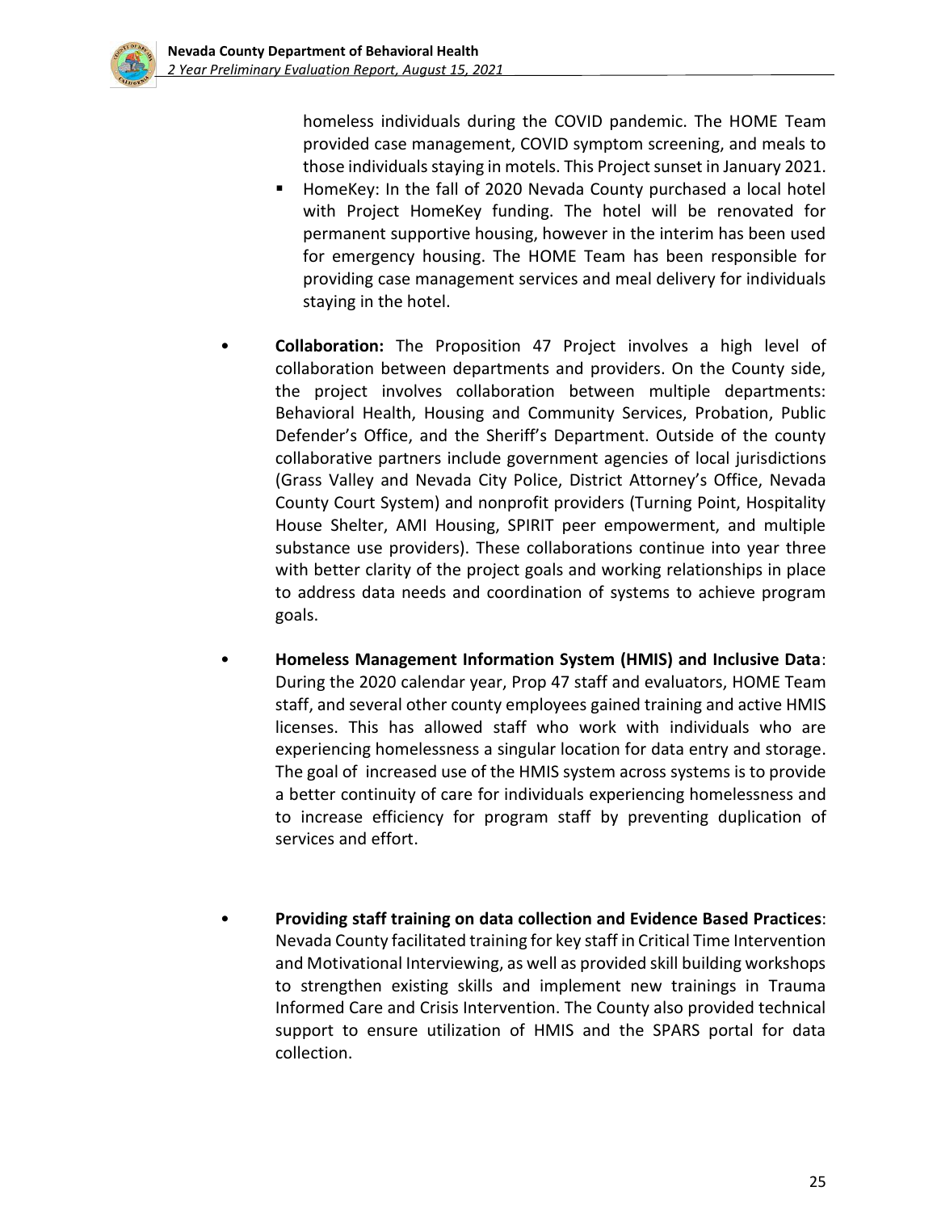homeless individuals during the COVID pandemic. The HOME Team provided case management, COVID symptom screening, and meals to those individuals staying in motels. This Project sunset in January 2021.

- HomeKey: In the fall of 2020 Nevada County purchased a local hotel with Project HomeKey funding. The hotel will be renovated for permanent supportive housing, however in the interim has been used for emergency housing. The HOME Team has been responsible for providing case management services and meal delivery for individuals staying in the hotel.

- **Collaboration:** The Proposition 47 Project involves a high level of collaboration between departments and providers. On the County side, the project involves collaboration between multiple departments: Behavioral Health, Housing and Community Services, Probation, Public Defender's Office, and the Sheriff's Department. Outside of the county collaborative partners include government agencies of local jurisdictions (Grass Valley and Nevada City Police, District Attorney's Office, Nevada County Court System) and nonprofit providers (Turning Point, Hospitality House Shelter, AMI Housing, SPIRIT peer empowerment, and multiple substance use providers). These collaborations continue into year three with better clarity of the project goals and working relationships in place to address data needs and coordination of systems to achieve program goals.

- **Homeless Management Information System (HMIS) and Inclusive Data**: During the 2020 calendar year, Prop 47 staff and evaluators, HOME Team staff, and several other county employees gained training and active HMIS licenses. This has allowed staff who work with individuals who are experiencing homelessness a singular location for data entry and storage. The goal of increased use of the HMIS system across systems is to provide a better continuity of care for individuals experiencing homelessness and to increase efficiency for program staff by preventing duplication of services and effort.

- **Providing staff training on data collection and Evidence Based Practices**: Nevada County facilitated training for key staff in Critical Time Intervention and Motivational Interviewing, as well as provided skill building workshops to strengthen existing skills and implement new trainings in Trauma Informed Care and Crisis Intervention. The County also provided technical support to ensure utilization of HMIS and the SPARS portal for data collection.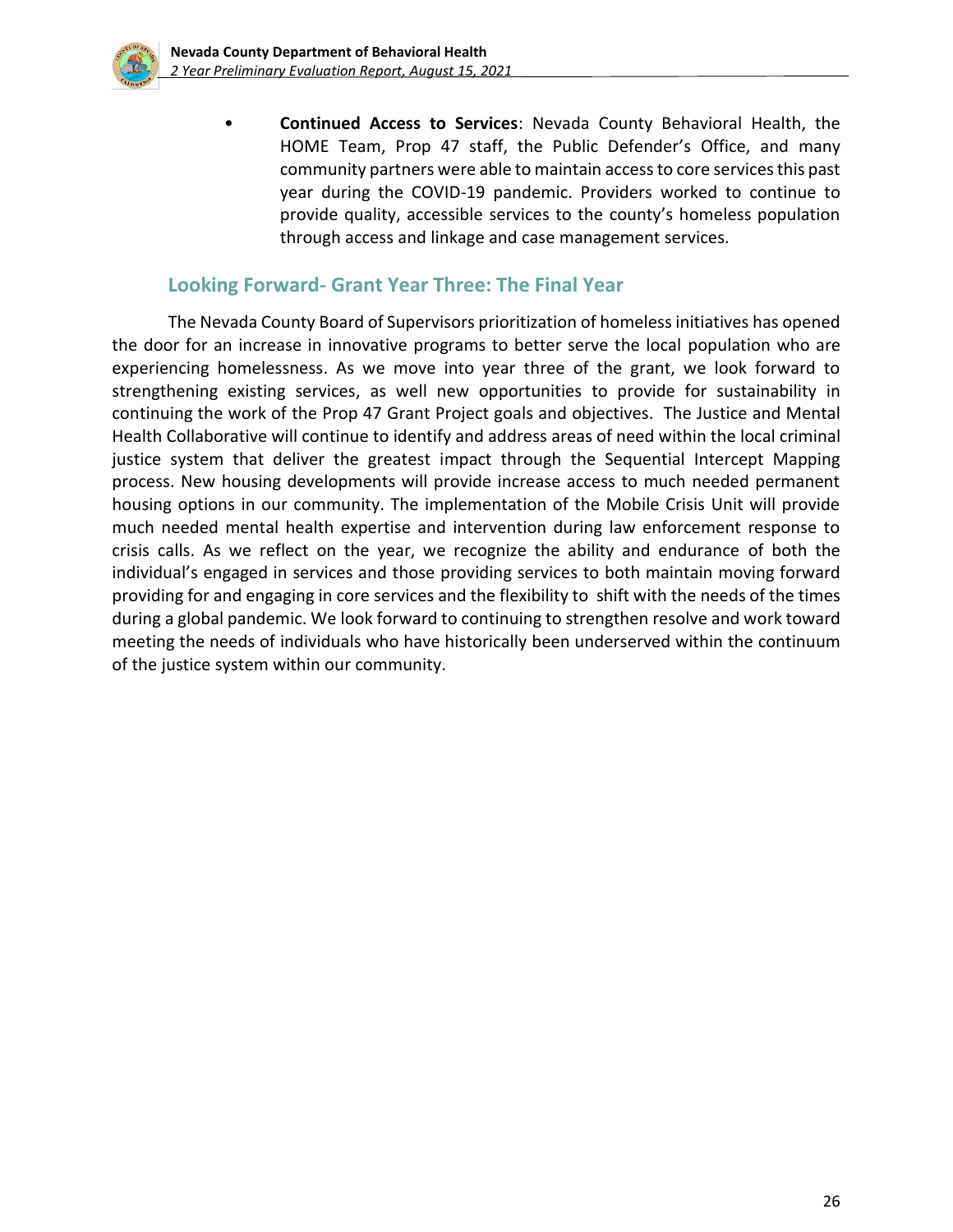- **Continued Access to Services**: Nevada County Behavioral Health, the HOME Team, Prop 47 staff, the Public Defender's Office, and many community partners were able to maintain access to core services this past year during the COVID-19 pandemic. Providers worked to continue to provide quality, accessible services to the county's homeless population through access and linkage and case management services.

## Looking Forward- Grant Year Three: The Final Year

The Nevada County Board of Supervisors prioritization of homeless initiatives has opened the door for an increase in innovative programs to better serve the local population who are experiencing homelessness. As we move into year three of the grant, we look forward to strengthening existing services, as well new opportunities to provide for sustainability in continuing the work of the Prop 47 Grant Project goals and objectives. The Justice and Mental Health Collaborative will continue to identify and address areas of need within the local criminal justice system that deliver the greatest impact through the Sequential Intercept Mapping process. New housing developments will provide increase access to much needed permanent housing options in our community. The implementation of the Mobile Crisis Unit will provide much needed mental health expertise and intervention during law enforcement response to crisis calls. As we reflect on the year, we recognize the ability and endurance of both the individual's engaged in services and those providing services to both maintain moving forward providing for and engaging in core services and the flexibility to shift with the needs of the times during a global pandemic. We look forward to continuing to strengthen resolve and work toward meeting the needs of individuals who have historically been underserved within the continuum of the justice system within our community.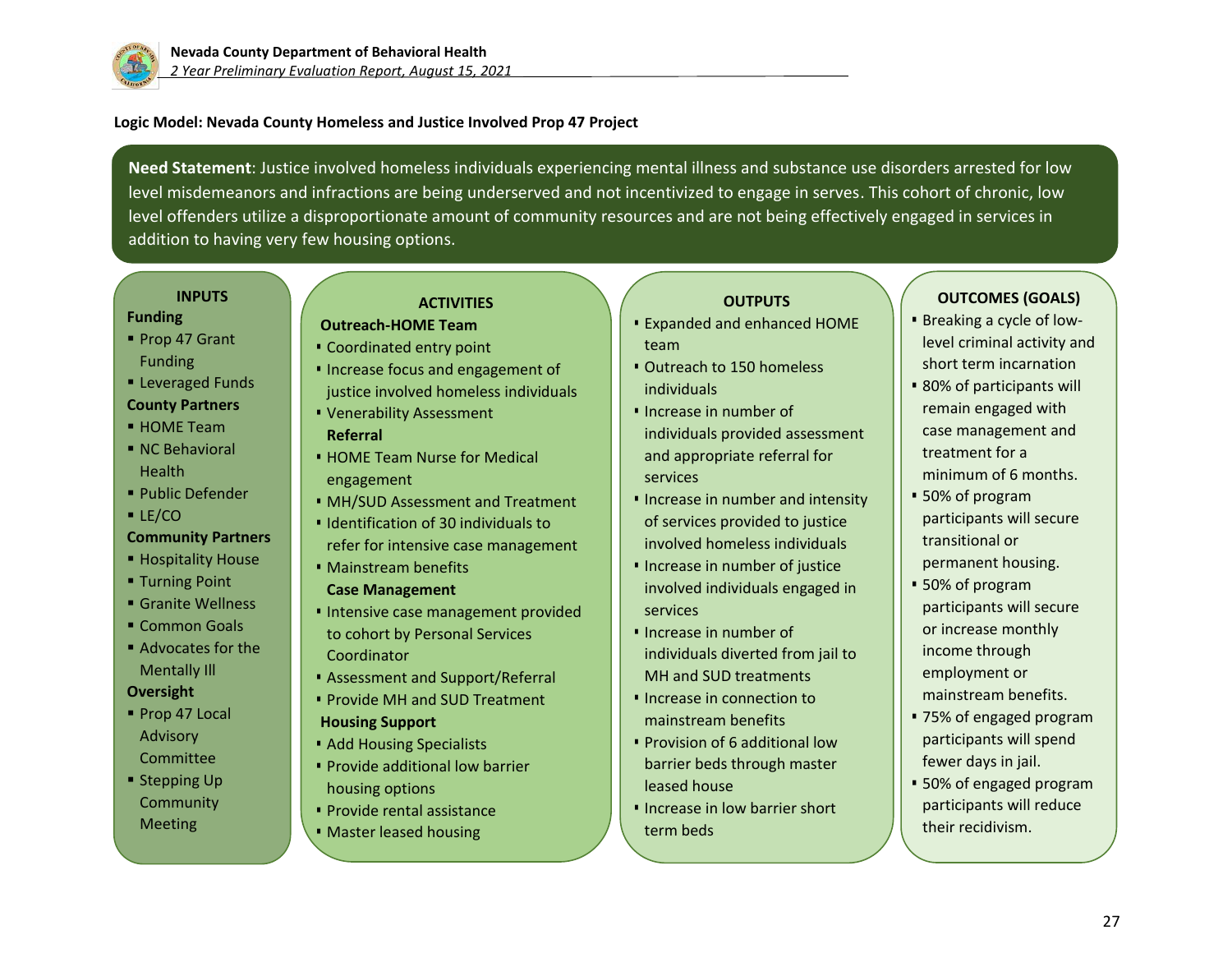**Logic Model: Nevada County Homeless and Justice Involved Prop 47 Project**

**Need Statement**: Justice involved homeless individuals experiencing mental illness and substance use disorders arrested for low level misdemeanors and infractions are being underserved and not incentivized to engage in serves. This cohort of chronic, low level offenders utilize a disproportionate amount of community resources and are not being effectively engaged in services in addition to having very few housing options.

## INPUTS

**Funding**

- Prop 47 Grant Funding
- Leveraged Funds

**County Partners**

- HOME Team
- NC Behavioral Health
- Public Defender
- LE/CO

**Community Partners**

- Hospitality House
- Turning Point
- Granite Wellness
- Common Goals
- Advocates for the Mentally Ill

**Oversight**

- Prop 47 Local Advisory Committee
- Stepping Up Community Meeting

## ACTIVITIES

**Outreach-HOME Team**

- Coordinated entry point
- Increase focus and engagement of justice involved homeless individuals
- Venerability Assessment

**Referral**

- HOME Team Nurse for Medical engagement
- MH/SUD Assessment and Treatment
- Identification of 30 individuals to refer for intensive case management
- Mainstream benefits

**Case Management**

- Intensive case management provided to cohort by Personal Services Coordinator
- Assessment and Support/Referral
- Provide MH and SUD Treatment

**Housing Support**

- Add Housing Specialists
- Provide additional low barrier housing options
- Provide rental assistance
- Master leased housing

## OUTPUTS

- Expanded and enhanced HOME team
- Outreach to 150 homeless individuals
- Increase in number of individuals provided assessment and appropriate referral for services
- Increase in number and intensity of services provided to justice involved homeless individuals
- Increase in number of justice involved individuals engaged in services
- Increase in number of individuals diverted from jail to MH and SUD treatments
- Increase in connection to mainstream benefits
- Provision of 6 additional low barrier beds through master leased house
- Increase in low barrier short term beds

## OUTCOMES (GOALS)

- Breaking a cycle of low-level criminal activity and short term incarnation
- 80% of participants will remain engaged with case management and treatment for a minimum of 6 months.
- 50% of program participants will secure transitional or permanent housing.
- 50% of program participants will secure or increase monthly income through employment or mainstream benefits.
- 75% of engaged program participants will spend fewer days in jail.
- 50% of engaged program participants will reduce their recidivism.